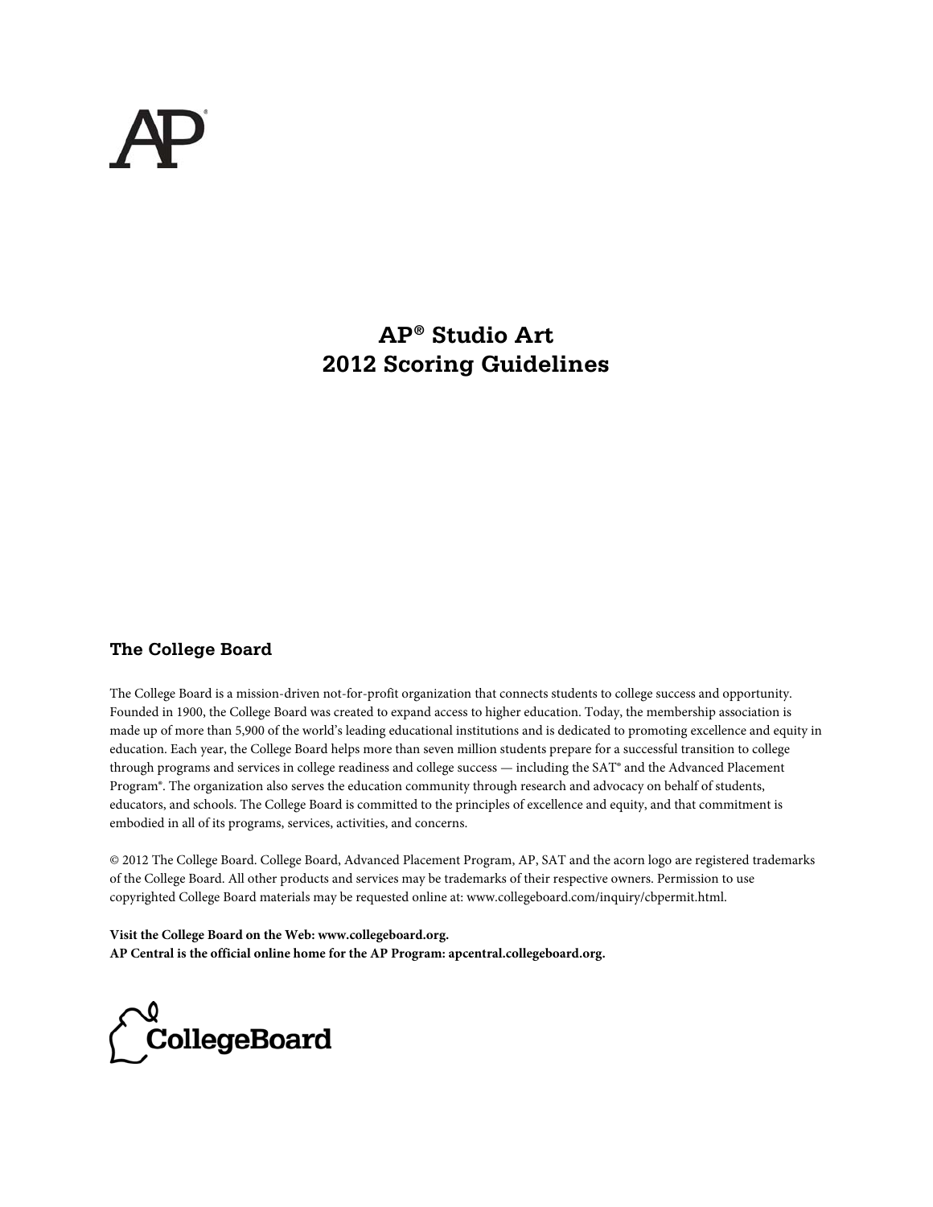# AP® Studio Art 2012 Scoring Guidelines

## The College Board

The College Board is a mission-driven not-for-profit organization that connects students to college success and opportunity. Founded in 1900, the College Board was created to expand access to higher education. Today, the membership association is made up of more than 5,900 of the world's leading educational institutions and is dedicated to promoting excellence and equity in education. Each year, the College Board helps more than seven million students prepare for a successful transition to college through programs and services in college readiness and college success — including the SAT® and the Advanced Placement Program®. The organization also serves the education community through research and advocacy on behalf of students, educators, and schools. The College Board is committed to the principles of excellence and equity, and that commitment is embodied in all of its programs, services, activities, and concerns.

© 2012 The College Board. College Board, Advanced Placement Program, AP, SAT and the acorn logo are registered trademarks of the College Board. All other products and services may be trademarks of their respective owners. Permission to use copyrighted College Board materials may be requested online at: www.collegeboard.com/inquiry/cbpermit.html.

**Visit the College Board on the Web: www.collegeboard.org.**
**AP Central is the official online home for the AP Program: apcentral.collegeboard.org.**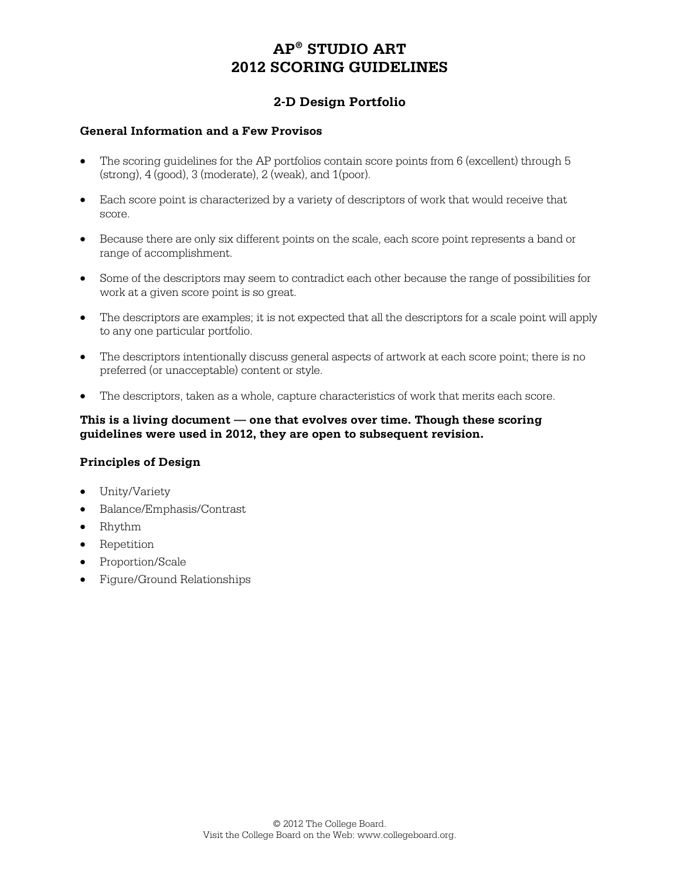# AP® STUDIO ART
# 2012 SCORING GUIDELINES

## 2-D Design Portfolio

### General Information and a Few Provisos

- The scoring guidelines for the AP portfolios contain score points from 6 (excellent) through 5 (strong), 4 (good), 3 (moderate), 2 (weak), and 1(poor).
- Each score point is characterized by a variety of descriptors of work that would receive that score.
- Because there are only six different points on the scale, each score point represents a band or range of accomplishment.
- Some of the descriptors may seem to contradict each other because the range of possibilities for work at a given score point is so great.
- The descriptors are examples; it is not expected that all the descriptors for a scale point will apply to any one particular portfolio.
- The descriptors intentionally discuss general aspects of artwork at each score point; there is no preferred (or unacceptable) content or style.
- The descriptors, taken as a whole, capture characteristics of work that merits each score.

**This is a living document — one that evolves over time. Though these scoring guidelines were used in 2012, they are open to subsequent revision.**

### Principles of Design

- Unity/Variety
- Balance/Emphasis/Contrast
- Rhythm
- Repetition
- Proportion/Scale
- Figure/Ground Relationships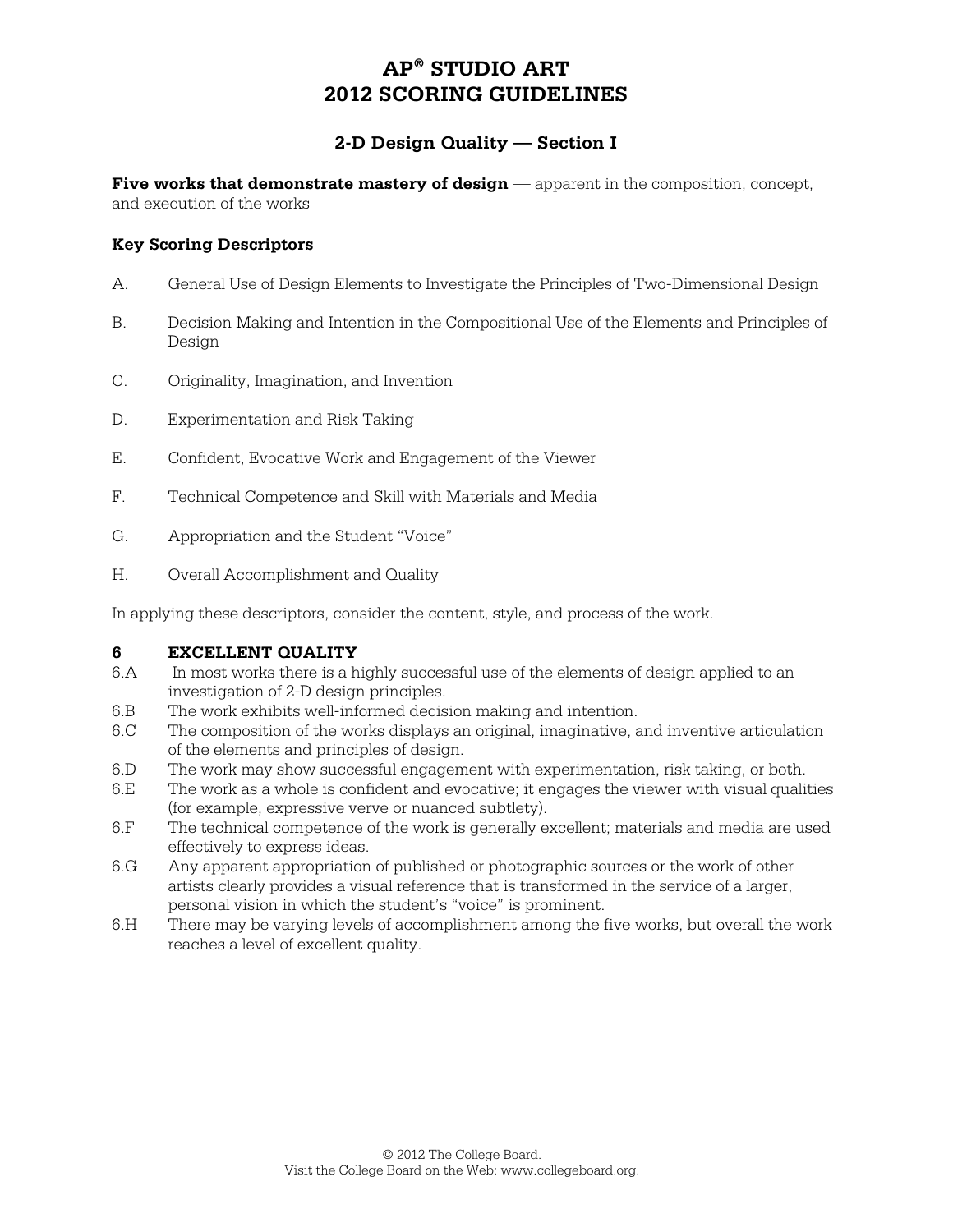# AP® STUDIO ART
# 2012 SCORING GUIDELINES

## 2-D Design Quality — Section I

**Five works that demonstrate mastery of design** — apparent in the composition, concept, and execution of the works

### Key Scoring Descriptors

A. General Use of Design Elements to Investigate the Principles of Two-Dimensional Design

B. Decision Making and Intention in the Compositional Use of the Elements and Principles of Design

C. Originality, Imagination, and Invention

D. Experimentation and Risk Taking

E. Confident, Evocative Work and Engagement of the Viewer

F. Technical Competence and Skill with Materials and Media

G. Appropriation and the Student "Voice"

H. Overall Accomplishment and Quality

In applying these descriptors, consider the content, style, and process of the work.

### 6 EXCELLENT QUALITY

- 6.A In most works there is a highly successful use of the elements of design applied to an investigation of 2-D design principles.
- 6.B The work exhibits well-informed decision making and intention.
- 6.C The composition of the works displays an original, imaginative, and inventive articulation of the elements and principles of design.
- 6.D The work may show successful engagement with experimentation, risk taking, or both.
- 6.E The work as a whole is confident and evocative; it engages the viewer with visual qualities (for example, expressive verve or nuanced subtlety).
- 6.F The technical competence of the work is generally excellent; materials and media are used effectively to express ideas.
- 6.G Any apparent appropriation of published or photographic sources or the work of other artists clearly provides a visual reference that is transformed in the service of a larger, personal vision in which the student's "voice" is prominent.
- 6.H There may be varying levels of accomplishment among the five works, but overall the work reaches a level of excellent quality.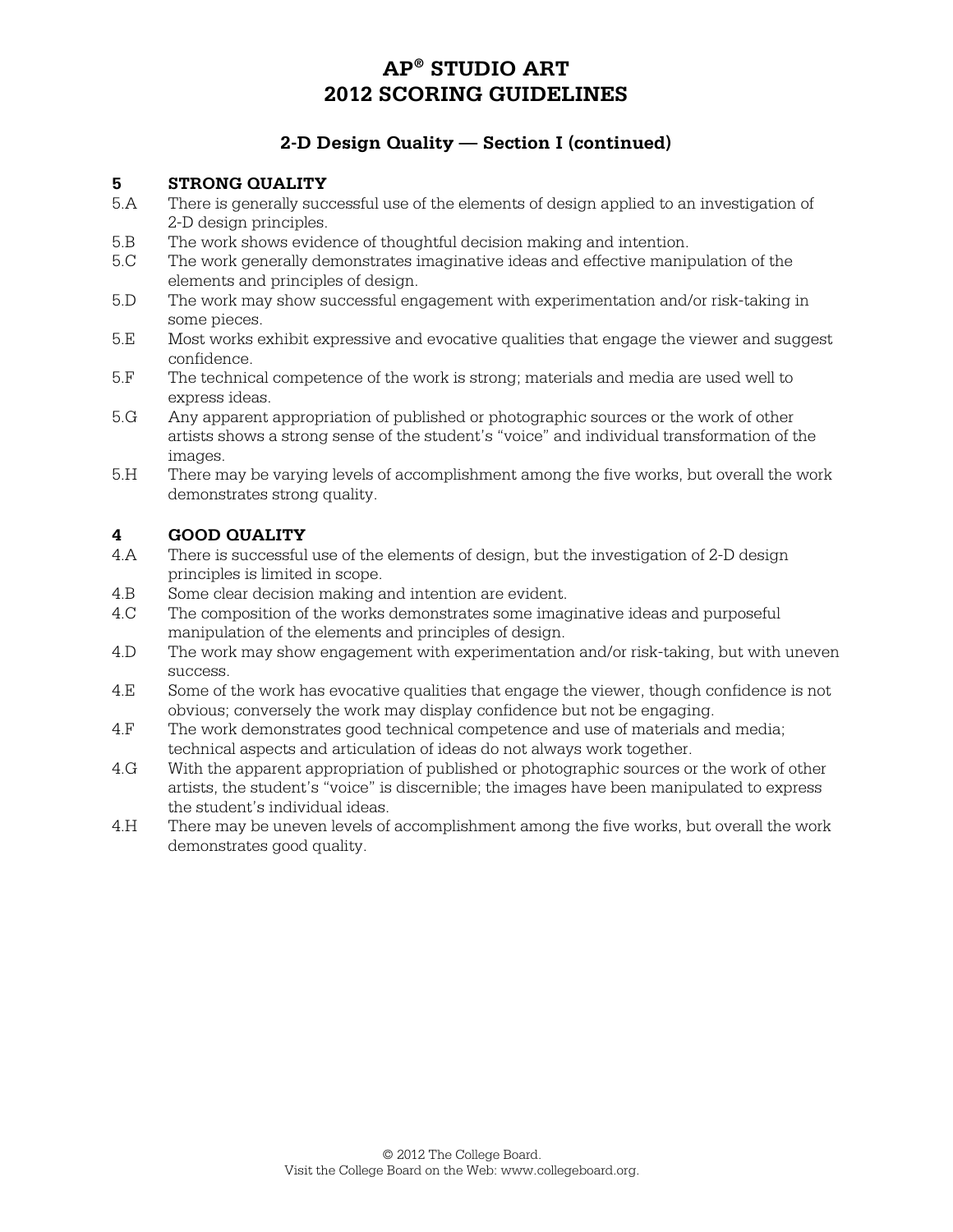# AP® STUDIO ART 2012 SCORING GUIDELINES

## 2-D Design Quality — Section I (continued)

### 5 STRONG QUALITY

5.A There is generally successful use of the elements of design applied to an investigation of 2-D design principles.

5.B The work shows evidence of thoughtful decision making and intention.

5.C The work generally demonstrates imaginative ideas and effective manipulation of the elements and principles of design.

5.D The work may show successful engagement with experimentation and/or risk-taking in some pieces.

5.E Most works exhibit expressive and evocative qualities that engage the viewer and suggest confidence.

5.F The technical competence of the work is strong; materials and media are used well to express ideas.

5.G Any apparent appropriation of published or photographic sources or the work of other artists shows a strong sense of the student's "voice" and individual transformation of the images.

5.H There may be varying levels of accomplishment among the five works, but overall the work demonstrates strong quality.

### 4 GOOD QUALITY

4.A There is successful use of the elements of design, but the investigation of 2-D design principles is limited in scope.

4.B Some clear decision making and intention are evident.

4.C The composition of the works demonstrates some imaginative ideas and purposeful manipulation of the elements and principles of design.

4.D The work may show engagement with experimentation and/or risk-taking, but with uneven success.

4.E Some of the work has evocative qualities that engage the viewer, though confidence is not obvious; conversely the work may display confidence but not be engaging.

4.F The work demonstrates good technical competence and use of materials and media; technical aspects and articulation of ideas do not always work together.

4.G With the apparent appropriation of published or photographic sources or the work of other artists, the student's "voice" is discernible; the images have been manipulated to express the student's individual ideas.

4.H There may be uneven levels of accomplishment among the five works, but overall the work demonstrates good quality.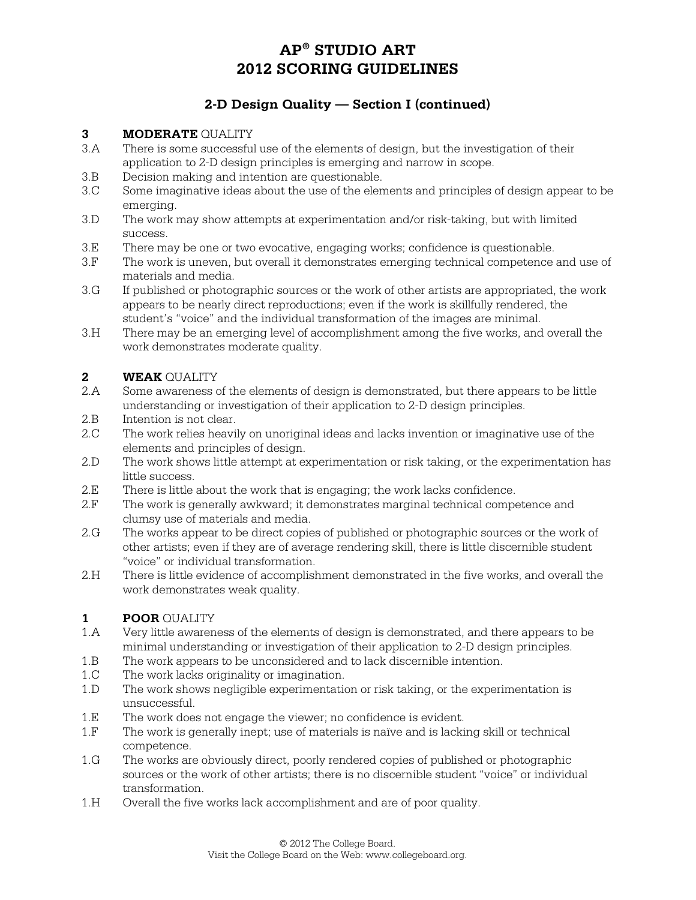# AP® STUDIO ART
# 2012 SCORING GUIDELINES

## 2-D Design Quality — Section I (continued)

### 3 **MODERATE** QUALITY

3.A There is some successful use of the elements of design, but the investigation of their application to 2-D design principles is emerging and narrow in scope.

3.B Decision making and intention are questionable.

3.C Some imaginative ideas about the use of the elements and principles of design appear to be emerging.

3.D The work may show attempts at experimentation and/or risk-taking, but with limited success.

3.E There may be one or two evocative, engaging works; confidence is questionable.

3.F The work is uneven, but overall it demonstrates emerging technical competence and use of materials and media.

3.G If published or photographic sources or the work of other artists are appropriated, the work appears to be nearly direct reproductions; even if the work is skillfully rendered, the student's "voice" and the individual transformation of the images are minimal.

3.H There may be an emerging level of accomplishment among the five works, and overall the work demonstrates moderate quality.

### 2 **WEAK** QUALITY

2.A Some awareness of the elements of design is demonstrated, but there appears to be little understanding or investigation of their application to 2-D design principles.

2.B Intention is not clear.

2.C The work relies heavily on unoriginal ideas and lacks invention or imaginative use of the elements and principles of design.

2.D The work shows little attempt at experimentation or risk taking, or the experimentation has little success.

2.E There is little about the work that is engaging; the work lacks confidence.

2.F The work is generally awkward; it demonstrates marginal technical competence and clumsy use of materials and media.

2.G The works appear to be direct copies of published or photographic sources or the work of other artists; even if they are of average rendering skill, there is little discernible student "voice" or individual transformation.

2.H There is little evidence of accomplishment demonstrated in the five works, and overall the work demonstrates weak quality.

### 1 **POOR** QUALITY

1.A Very little awareness of the elements of design is demonstrated, and there appears to be minimal understanding or investigation of their application to 2-D design principles.

1.B The work appears to be unconsidered and to lack discernible intention.

1.C The work lacks originality or imagination.

1.D The work shows negligible experimentation or risk taking, or the experimentation is unsuccessful.

1.E The work does not engage the viewer; no confidence is evident.

1.F The work is generally inept; use of materials is naïve and is lacking skill or technical competence.

1.G The works are obviously direct, poorly rendered copies of published or photographic sources or the work of other artists; there is no discernible student "voice" or individual transformation.

1.H Overall the five works lack accomplishment and are of poor quality.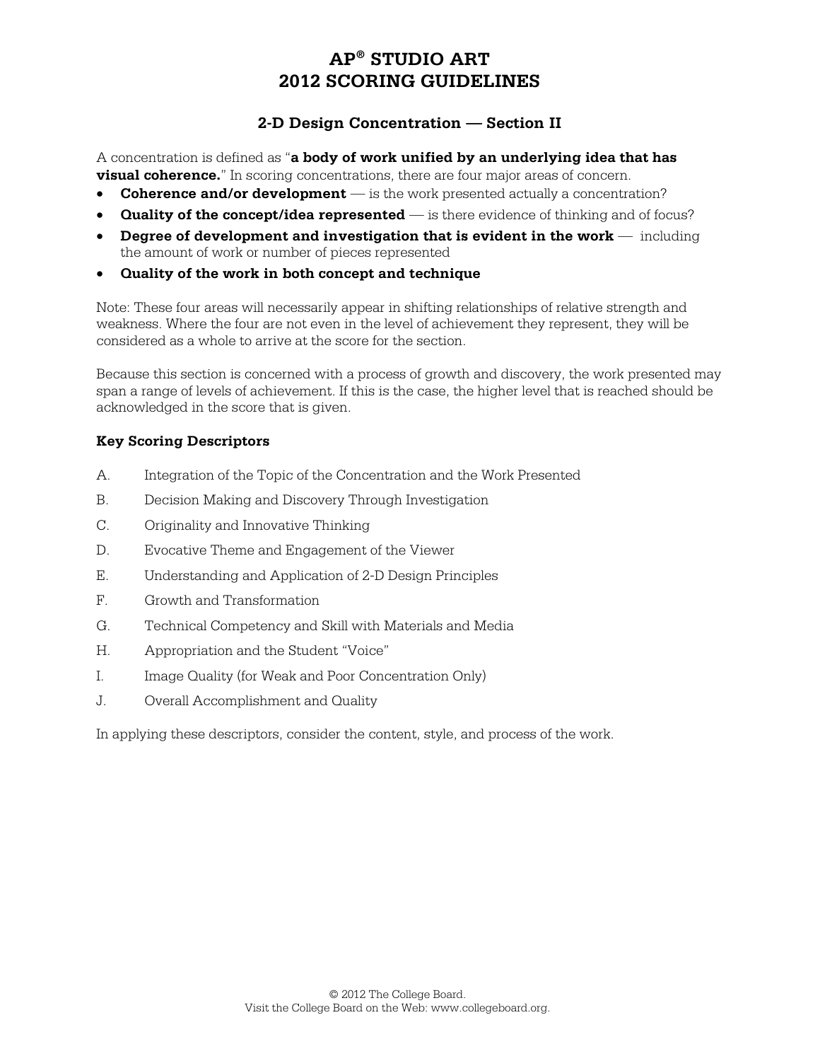# AP® STUDIO ART 2012 SCORING GUIDELINES

## 2-D Design Concentration — Section II

A concentration is defined as "**a body of work unified by an underlying idea that has visual coherence.**" In scoring concentrations, there are four major areas of concern.

- **Coherence and/or development** — is the work presented actually a concentration?
- **Quality of the concept/idea represented** — is there evidence of thinking and of focus?
- **Degree of development and investigation that is evident in the work** — including the amount of work or number of pieces represented
- **Quality of the work in both concept and technique**

Note: These four areas will necessarily appear in shifting relationships of relative strength and weakness. Where the four are not even in the level of achievement they represent, they will be considered as a whole to arrive at the score for the section.

Because this section is concerned with a process of growth and discovery, the work presented may span a range of levels of achievement. If this is the case, the higher level that is reached should be acknowledged in the score that is given.

### Key Scoring Descriptors

A. Integration of the Topic of the Concentration and the Work Presented

B. Decision Making and Discovery Through Investigation

C. Originality and Innovative Thinking

D. Evocative Theme and Engagement of the Viewer

E. Understanding and Application of 2-D Design Principles

F. Growth and Transformation

G. Technical Competency and Skill with Materials and Media

H. Appropriation and the Student "Voice"

I. Image Quality (for Weak and Poor Concentration Only)

J. Overall Accomplishment and Quality

In applying these descriptors, consider the content, style, and process of the work.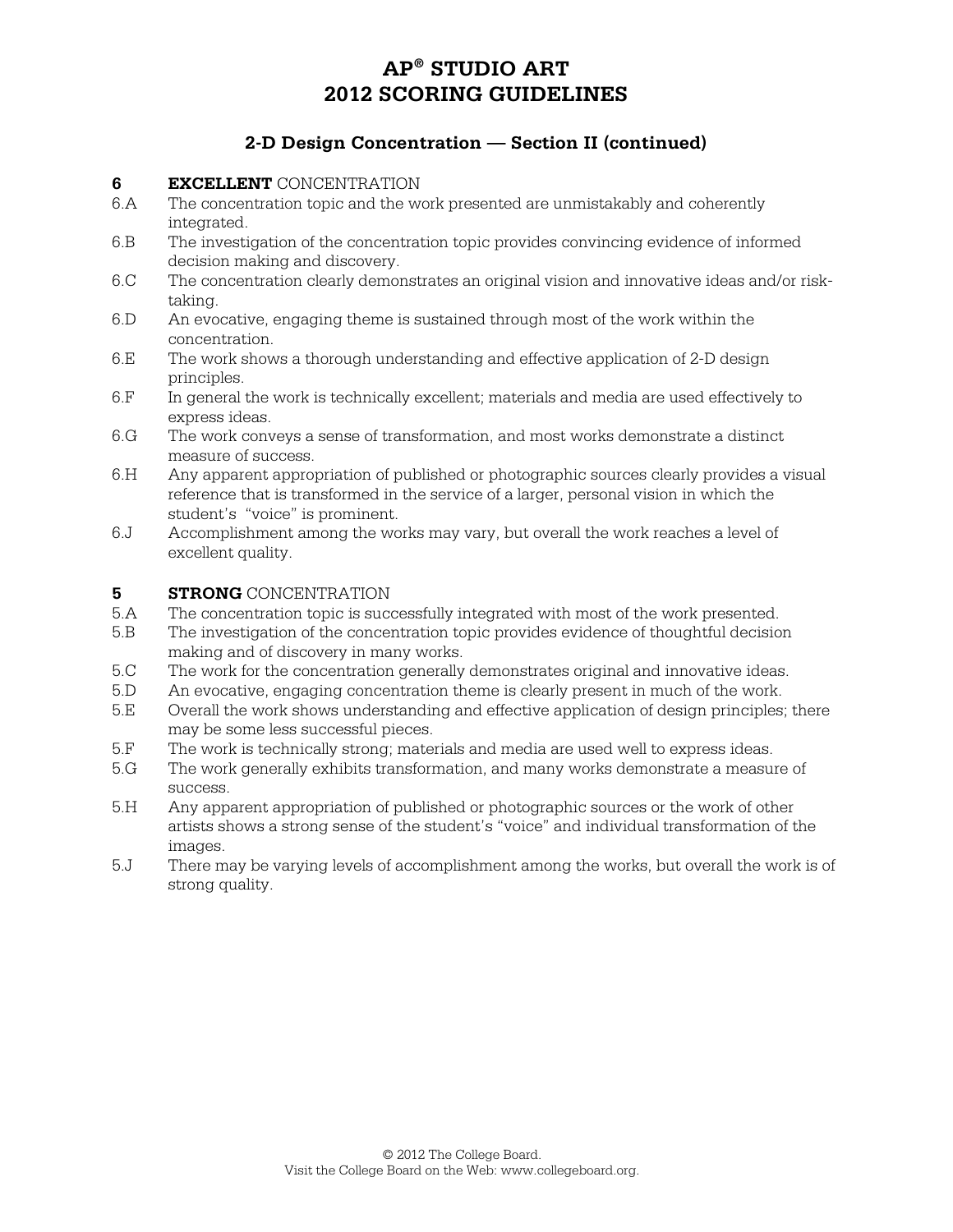# AP® STUDIO ART 2012 SCORING GUIDELINES

## 2-D Design Concentration — Section II (continued)

**6 EXCELLENT** CONCENTRATION

- 6.A The concentration topic and the work presented are unmistakably and coherently integrated.
- 6.B The investigation of the concentration topic provides convincing evidence of informed decision making and discovery.
- 6.C The concentration clearly demonstrates an original vision and innovative ideas and/or risk-taking.
- 6.D An evocative, engaging theme is sustained through most of the work within the concentration.
- 6.E The work shows a thorough understanding and effective application of 2-D design principles.
- 6.F In general the work is technically excellent; materials and media are used effectively to express ideas.
- 6.G The work conveys a sense of transformation, and most works demonstrate a distinct measure of success.
- 6.H Any apparent appropriation of published or photographic sources clearly provides a visual reference that is transformed in the service of a larger, personal vision in which the student's "voice" is prominent.
- 6.J Accomplishment among the works may vary, but overall the work reaches a level of excellent quality.

**5 STRONG** CONCENTRATION

- 5.A The concentration topic is successfully integrated with most of the work presented.
- 5.B The investigation of the concentration topic provides evidence of thoughtful decision making and of discovery in many works.
- 5.C The work for the concentration generally demonstrates original and innovative ideas.
- 5.D An evocative, engaging concentration theme is clearly present in much of the work.
- 5.E Overall the work shows understanding and effective application of design principles; there may be some less successful pieces.
- 5.F The work is technically strong; materials and media are used well to express ideas.
- 5.G The work generally exhibits transformation, and many works demonstrate a measure of success.
- 5.H Any apparent appropriation of published or photographic sources or the work of other artists shows a strong sense of the student's "voice" and individual transformation of the images.
- 5.J There may be varying levels of accomplishment among the works, but overall the work is of strong quality.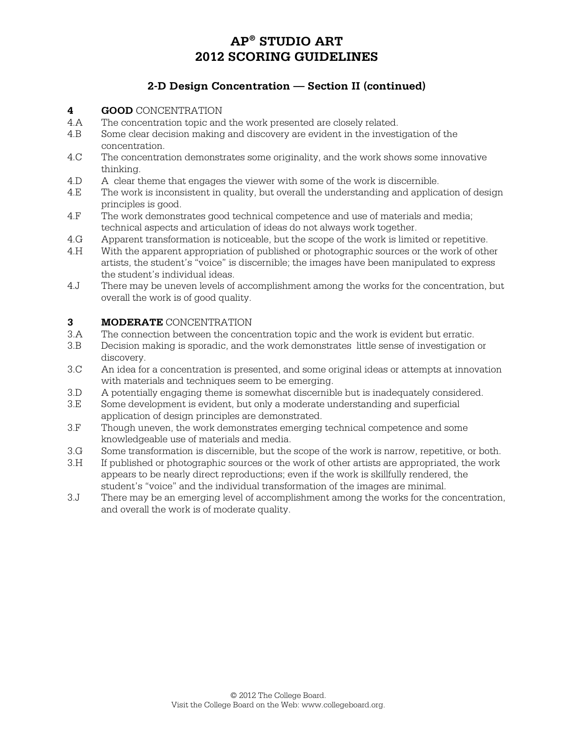# AP® STUDIO ART
# 2012 SCORING GUIDELINES

## 2-D Design Concentration — Section II (continued)

### 4 **GOOD** CONCENTRATION

4.A The concentration topic and the work presented are closely related.

4.B Some clear decision making and discovery are evident in the investigation of the concentration.

4.C The concentration demonstrates some originality, and the work shows some innovative thinking.

4.D A clear theme that engages the viewer with some of the work is discernible.

4.E The work is inconsistent in quality, but overall the understanding and application of design principles is good.

4.F The work demonstrates good technical competence and use of materials and media; technical aspects and articulation of ideas do not always work together.

4.G Apparent transformation is noticeable, but the scope of the work is limited or repetitive.

4.H With the apparent appropriation of published or photographic sources or the work of other artists, the student's "voice" is discernible; the images have been manipulated to express the student's individual ideas.

4.J There may be uneven levels of accomplishment among the works for the concentration, but overall the work is of good quality.

### 3 **MODERATE** CONCENTRATION

3.A The connection between the concentration topic and the work is evident but erratic.

3.B Decision making is sporadic, and the work demonstrates little sense of investigation or discovery.

3.C An idea for a concentration is presented, and some original ideas or attempts at innovation with materials and techniques seem to be emerging.

3.D A potentially engaging theme is somewhat discernible but is inadequately considered.

3.E Some development is evident, but only a moderate understanding and superficial application of design principles are demonstrated.

3.F Though uneven, the work demonstrates emerging technical competence and some knowledgeable use of materials and media.

3.G Some transformation is discernible, but the scope of the work is narrow, repetitive, or both.

3.H If published or photographic sources or the work of other artists are appropriated, the work appears to be nearly direct reproductions; even if the work is skillfully rendered, the student's "voice" and the individual transformation of the images are minimal.

3.J There may be an emerging level of accomplishment among the works for the concentration, and overall the work is of moderate quality.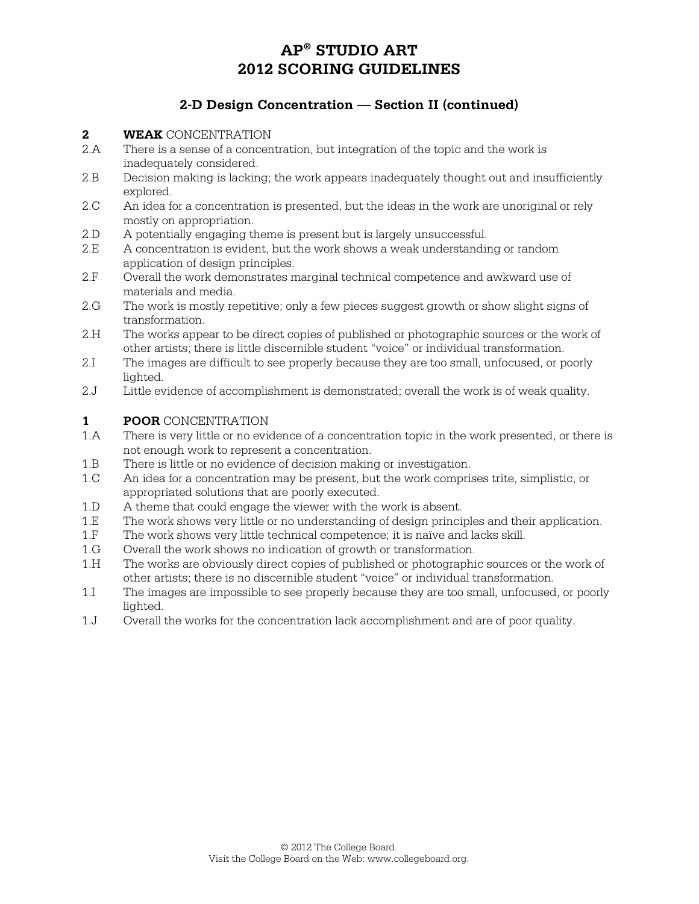# AP® STUDIO ART 2012 SCORING GUIDELINES

## 2-D Design Concentration — Section II (continued)

**2 WEAK** CONCENTRATION

2.A There is a sense of a concentration, but integration of the topic and the work is inadequately considered.

2.B Decision making is lacking; the work appears inadequately thought out and insufficiently explored.

2.C An idea for a concentration is presented, but the ideas in the work are unoriginal or rely mostly on appropriation.

2.D A potentially engaging theme is present but is largely unsuccessful.

2.E A concentration is evident, but the work shows a weak understanding or random application of design principles.

2.F Overall the work demonstrates marginal technical competence and awkward use of materials and media.

2.G The work is mostly repetitive; only a few pieces suggest growth or show slight signs of transformation.

2.H The works appear to be direct copies of published or photographic sources or the work of other artists; there is little discernible student "voice" or individual transformation.

2.I The images are difficult to see properly because they are too small, unfocused, or poorly lighted.

2.J Little evidence of accomplishment is demonstrated; overall the work is of weak quality.

**1 POOR** CONCENTRATION

1.A There is very little or no evidence of a concentration topic in the work presented, or there is not enough work to represent a concentration.

1.B There is little or no evidence of decision making or investigation.

1.C An idea for a concentration may be present, but the work comprises trite, simplistic, or appropriated solutions that are poorly executed.

1.D A theme that could engage the viewer with the work is absent.

1.E The work shows very little or no understanding of design principles and their application.

1.F The work shows very little technical competence; it is naïve and lacks skill.

1.G Overall the work shows no indication of growth or transformation.

1.H The works are obviously direct copies of published or photographic sources or the work of other artists; there is no discernible student "voice" or individual transformation.

1.I The images are impossible to see properly because they are too small, unfocused, or poorly lighted.

1.J Overall the works for the concentration lack accomplishment and are of poor quality.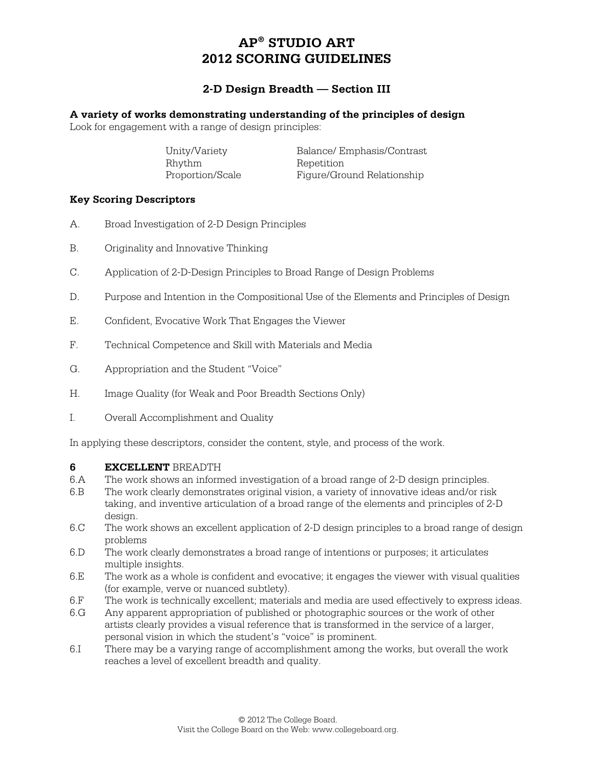# AP® STUDIO ART
# 2012 SCORING GUIDELINES

## 2-D Design Breadth — Section III

**A variety of works demonstrating understanding of the principles of design**
Look for engagement with a range of design principles:

| | |
|---|---|
| Unity/Variety | Balance/ Emphasis/Contrast |
| Rhythm | Repetition |
| Proportion/Scale | Figure/Ground Relationship |

**Key Scoring Descriptors**

A. Broad Investigation of 2-D Design Principles

B. Originality and Innovative Thinking

C. Application of 2-D-Design Principles to Broad Range of Design Problems

D. Purpose and Intention in the Compositional Use of the Elements and Principles of Design

E. Confident, Evocative Work That Engages the Viewer

F. Technical Competence and Skill with Materials and Media

G. Appropriation and the Student "Voice"

H. Image Quality (for Weak and Poor Breadth Sections Only)

I. Overall Accomplishment and Quality

In applying these descriptors, consider the content, style, and process of the work.

**6 EXCELLENT** BREADTH

6.A The work shows an informed investigation of a broad range of 2-D design principles.

6.B The work clearly demonstrates original vision, a variety of innovative ideas and/or risk taking, and inventive articulation of a broad range of the elements and principles of 2-D design.

6.C The work shows an excellent application of 2-D design principles to a broad range of design problems

6.D The work clearly demonstrates a broad range of intentions or purposes; it articulates multiple insights.

6.E The work as a whole is confident and evocative; it engages the viewer with visual qualities (for example, verve or nuanced subtlety).

6.F The work is technically excellent; materials and media are used effectively to express ideas.

6.G Any apparent appropriation of published or photographic sources or the work of other artists clearly provides a visual reference that is transformed in the service of a larger, personal vision in which the student's "voice" is prominent.

6.I There may be a varying range of accomplishment among the works, but overall the work reaches a level of excellent breadth and quality.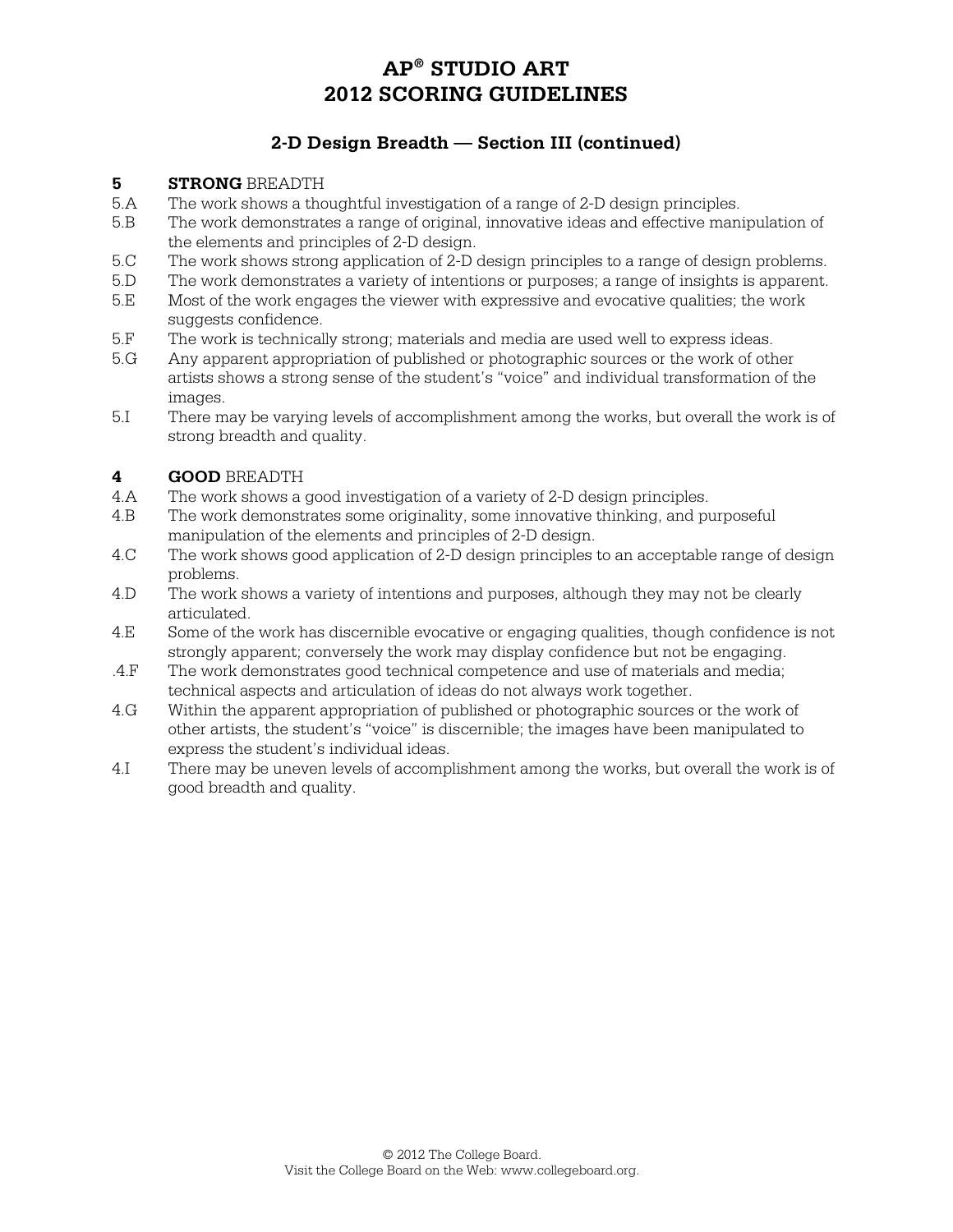# AP® STUDIO ART 2012 SCORING GUIDELINES

## 2-D Design Breadth — Section III (continued)

**5 STRONG** BREADTH

5.A The work shows a thoughtful investigation of a range of 2-D design principles.

5.B The work demonstrates a range of original, innovative ideas and effective manipulation of the elements and principles of 2-D design.

5.C The work shows strong application of 2-D design principles to a range of design problems.

5.D The work demonstrates a variety of intentions or purposes; a range of insights is apparent.

5.E Most of the work engages the viewer with expressive and evocative qualities; the work suggests confidence.

5.F The work is technically strong; materials and media are used well to express ideas.

5.G Any apparent appropriation of published or photographic sources or the work of other artists shows a strong sense of the student's "voice" and individual transformation of the images.

5.I There may be varying levels of accomplishment among the works, but overall the work is of strong breadth and quality.

**4 GOOD** BREADTH

4.A The work shows a good investigation of a variety of 2-D design principles.

4.B The work demonstrates some originality, some innovative thinking, and purposeful manipulation of the elements and principles of 2-D design.

4.C The work shows good application of 2-D design principles to an acceptable range of design problems.

4.D The work shows a variety of intentions and purposes, although they may not be clearly articulated.

4.E Some of the work has discernible evocative or engaging qualities, though confidence is not strongly apparent; conversely the work may display confidence but not be engaging.

.4.F The work demonstrates good technical competence and use of materials and media; technical aspects and articulation of ideas do not always work together.

4.G Within the apparent appropriation of published or photographic sources or the work of other artists, the student's "voice" is discernible; the images have been manipulated to express the student's individual ideas.

4.I There may be uneven levels of accomplishment among the works, but overall the work is of good breadth and quality.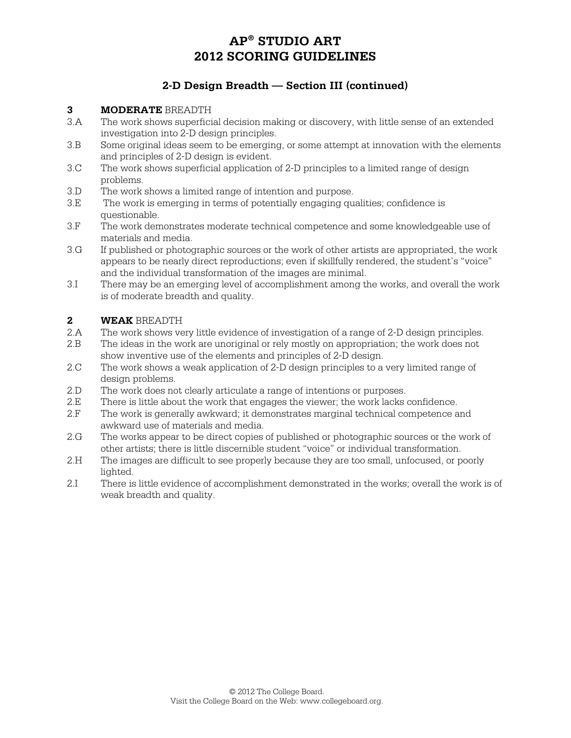# AP® STUDIO ART 2012 SCORING GUIDELINES

## 2-D Design Breadth — Section III (continued)

### 3 **MODERATE** BREADTH

3.A The work shows superficial decision making or discovery, with little sense of an extended investigation into 2-D design principles.

3.B Some original ideas seem to be emerging, or some attempt at innovation with the elements and principles of 2-D design is evident.

3.C The work shows superficial application of 2-D principles to a limited range of design problems.

3.D The work shows a limited range of intention and purpose.

3.E The work is emerging in terms of potentially engaging qualities; confidence is questionable.

3.F The work demonstrates moderate technical competence and some knowledgeable use of materials and media.

3.G If published or photographic sources or the work of other artists are appropriated, the work appears to be nearly direct reproductions; even if skillfully rendered, the student's "voice" and the individual transformation of the images are minimal.

3.I There may be an emerging level of accomplishment among the works, and overall the work is of moderate breadth and quality.

### 2 **WEAK** BREADTH

2.A The work shows very little evidence of investigation of a range of 2-D design principles.

2.B The ideas in the work are unoriginal or rely mostly on appropriation; the work does not show inventive use of the elements and principles of 2-D design.

2.C The work shows a weak application of 2-D design principles to a very limited range of design problems.

2.D The work does not clearly articulate a range of intentions or purposes.

2.E There is little about the work that engages the viewer; the work lacks confidence.

2.F The work is generally awkward; it demonstrates marginal technical competence and awkward use of materials and media.

2.G The works appear to be direct copies of published or photographic sources or the work of other artists; there is little discernible student "voice" or individual transformation.

2.H The images are difficult to see properly because they are too small, unfocused, or poorly lighted.

2.I There is little evidence of accomplishment demonstrated in the works; overall the work is of weak breadth and quality.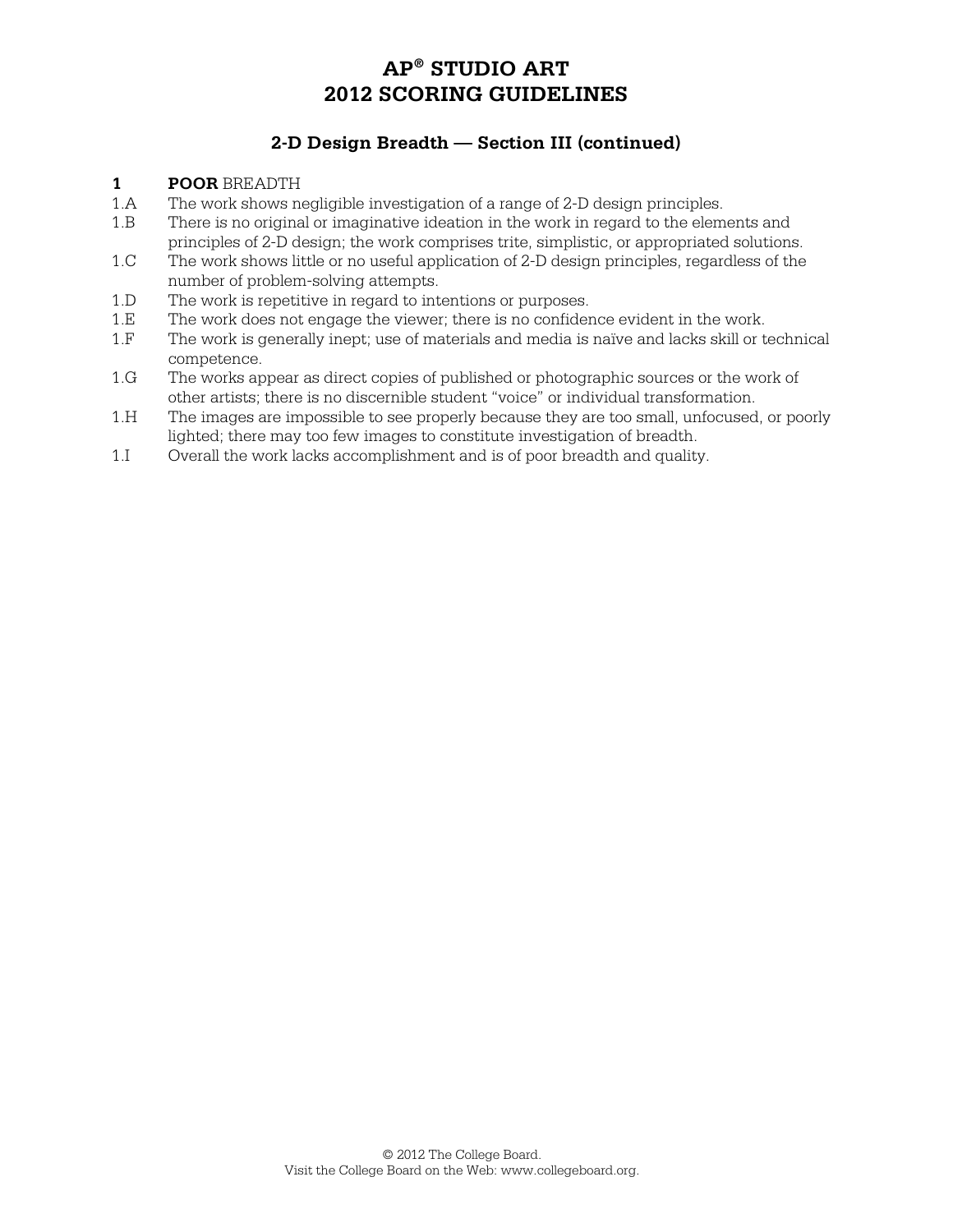# AP® STUDIO ART
# 2012 SCORING GUIDELINES

## 2-D Design Breadth — Section III (continued)

**1 POOR** BREADTH

- 1.A The work shows negligible investigation of a range of 2-D design principles.
- 1.B There is no original or imaginative ideation in the work in regard to the elements and principles of 2-D design; the work comprises trite, simplistic, or appropriated solutions.
- 1.C The work shows little or no useful application of 2-D design principles, regardless of the number of problem-solving attempts.
- 1.D The work is repetitive in regard to intentions or purposes.
- 1.E The work does not engage the viewer; there is no confidence evident in the work.
- 1.F The work is generally inept; use of materials and media is naïve and lacks skill or technical competence.
- 1.G The works appear as direct copies of published or photographic sources or the work of other artists; there is no discernible student "voice" or individual transformation.
- 1.H The images are impossible to see properly because they are too small, unfocused, or poorly lighted; there may too few images to constitute investigation of breadth.
- 1.I Overall the work lacks accomplishment and is of poor breadth and quality.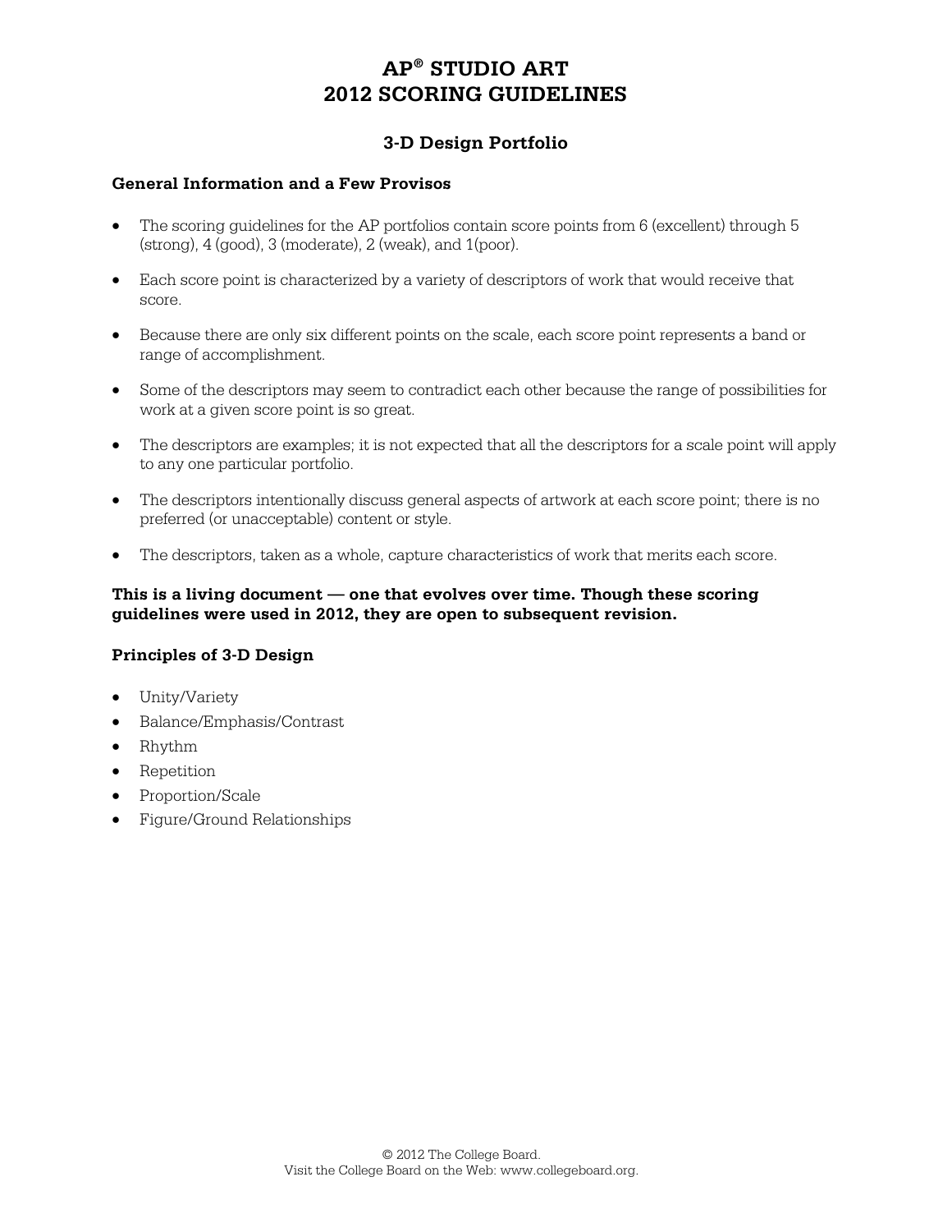# AP® STUDIO ART
# 2012 SCORING GUIDELINES

## 3-D Design Portfolio

### General Information and a Few Provisos

- The scoring guidelines for the AP portfolios contain score points from 6 (excellent) through 5 (strong), 4 (good), 3 (moderate), 2 (weak), and 1(poor).
- Each score point is characterized by a variety of descriptors of work that would receive that score.
- Because there are only six different points on the scale, each score point represents a band or range of accomplishment.
- Some of the descriptors may seem to contradict each other because the range of possibilities for work at a given score point is so great.
- The descriptors are examples; it is not expected that all the descriptors for a scale point will apply to any one particular portfolio.
- The descriptors intentionally discuss general aspects of artwork at each score point; there is no preferred (or unacceptable) content or style.
- The descriptors, taken as a whole, capture characteristics of work that merits each score.

**This is a living document — one that evolves over time. Though these scoring guidelines were used in 2012, they are open to subsequent revision.**

### Principles of 3-D Design

- Unity/Variety
- Balance/Emphasis/Contrast
- Rhythm
- Repetition
- Proportion/Scale
- Figure/Ground Relationships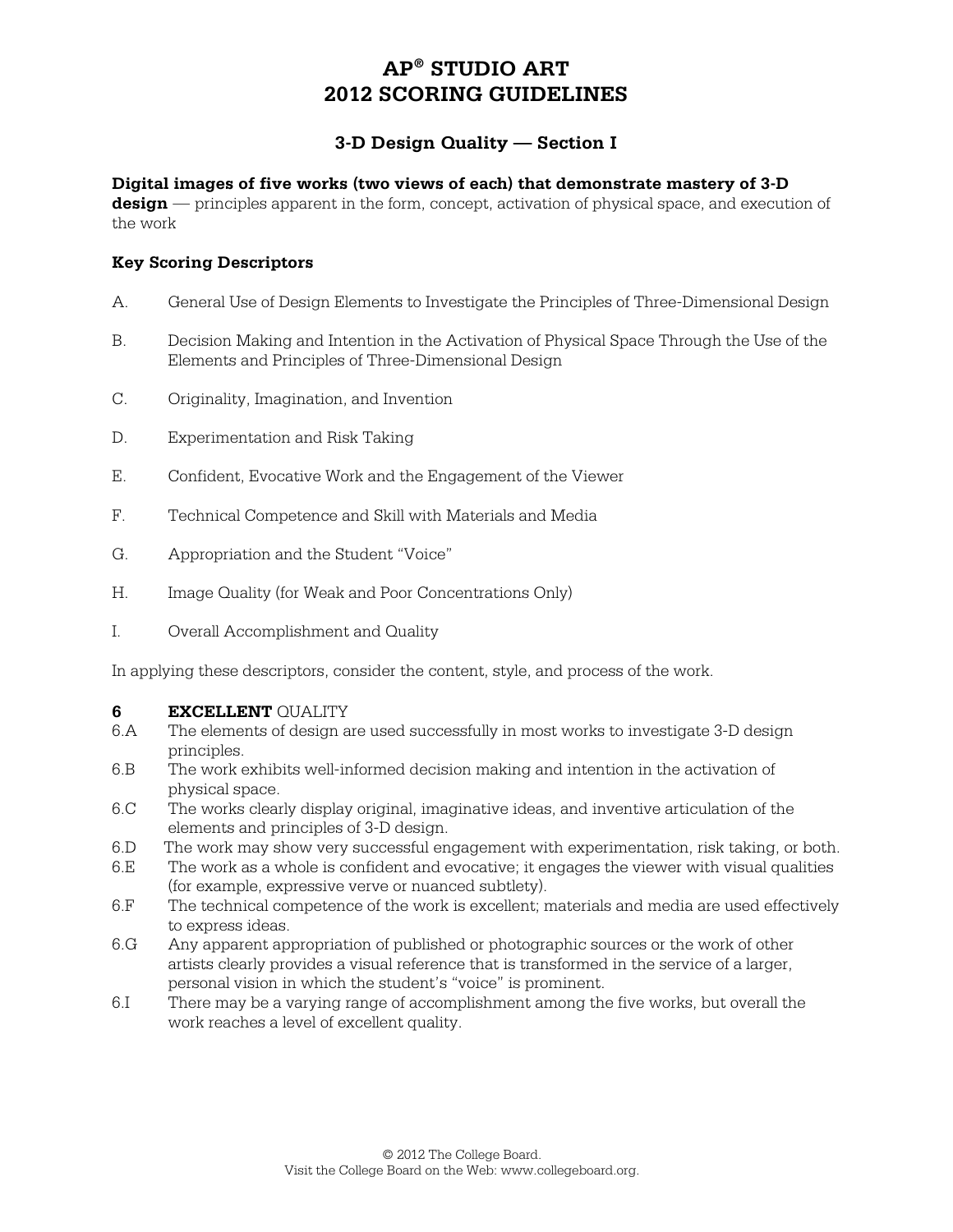# AP® STUDIO ART
# 2012 SCORING GUIDELINES

## 3-D Design Quality — Section I

**Digital images of five works (two views of each) that demonstrate mastery of 3-D design** — principles apparent in the form, concept, activation of physical space, and execution of the work

**Key Scoring Descriptors**

A. General Use of Design Elements to Investigate the Principles of Three-Dimensional Design

B. Decision Making and Intention in the Activation of Physical Space Through the Use of the Elements and Principles of Three-Dimensional Design

C. Originality, Imagination, and Invention

D. Experimentation and Risk Taking

E. Confident, Evocative Work and the Engagement of the Viewer

F. Technical Competence and Skill with Materials and Media

G. Appropriation and the Student "Voice"

H. Image Quality (for Weak and Poor Concentrations Only)

I. Overall Accomplishment and Quality

In applying these descriptors, consider the content, style, and process of the work.

**6 EXCELLENT** QUALITY

6.A The elements of design are used successfully in most works to investigate 3-D design principles.

6.B The work exhibits well-informed decision making and intention in the activation of physical space.

6.C The works clearly display original, imaginative ideas, and inventive articulation of the elements and principles of 3-D design.

6.D The work may show very successful engagement with experimentation, risk taking, or both.

6.E The work as a whole is confident and evocative; it engages the viewer with visual qualities (for example, expressive verve or nuanced subtlety).

6.F The technical competence of the work is excellent; materials and media are used effectively to express ideas.

6.G Any apparent appropriation of published or photographic sources or the work of other artists clearly provides a visual reference that is transformed in the service of a larger, personal vision in which the student's "voice" is prominent.

6.I There may be a varying range of accomplishment among the five works, but overall the work reaches a level of excellent quality.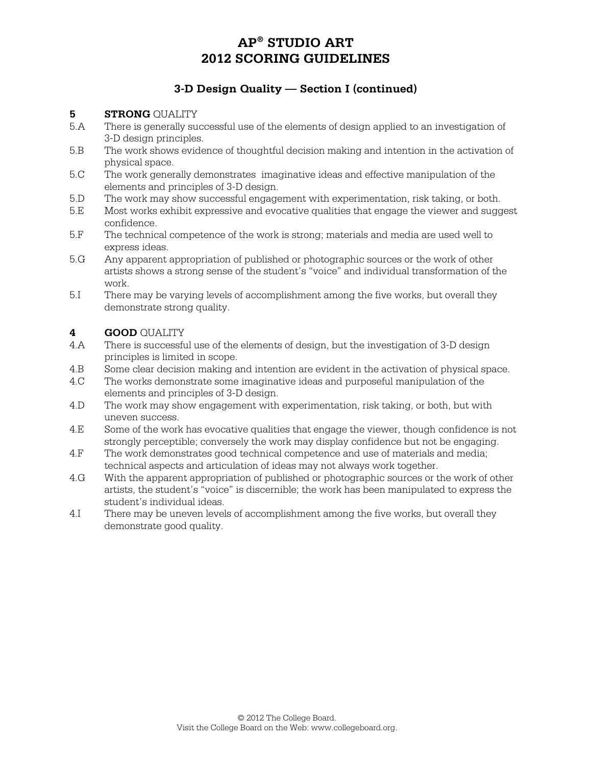# AP® STUDIO ART
# 2012 SCORING GUIDELINES

## 3-D Design Quality — Section I (continued)

**5 STRONG** QUALITY

5.A There is generally successful use of the elements of design applied to an investigation of 3-D design principles.

5.B The work shows evidence of thoughtful decision making and intention in the activation of physical space.

5.C The work generally demonstrates imaginative ideas and effective manipulation of the elements and principles of 3-D design.

5.D The work may show successful engagement with experimentation, risk taking, or both.

5.E Most works exhibit expressive and evocative qualities that engage the viewer and suggest confidence.

5.F The technical competence of the work is strong; materials and media are used well to express ideas.

5.G Any apparent appropriation of published or photographic sources or the work of other artists shows a strong sense of the student's "voice" and individual transformation of the work.

5.I There may be varying levels of accomplishment among the five works, but overall they demonstrate strong quality.

**4 GOOD** QUALITY

4.A There is successful use of the elements of design, but the investigation of 3-D design principles is limited in scope.

4.B Some clear decision making and intention are evident in the activation of physical space.

4.C The works demonstrate some imaginative ideas and purposeful manipulation of the elements and principles of 3-D design.

4.D The work may show engagement with experimentation, risk taking, or both, but with uneven success.

4.E Some of the work has evocative qualities that engage the viewer, though confidence is not strongly perceptible; conversely the work may display confidence but not be engaging.

4.F The work demonstrates good technical competence and use of materials and media; technical aspects and articulation of ideas may not always work together.

4.G With the apparent appropriation of published or photographic sources or the work of other artists, the student's "voice" is discernible; the work has been manipulated to express the student's individual ideas.

4.I There may be uneven levels of accomplishment among the five works, but overall they demonstrate good quality.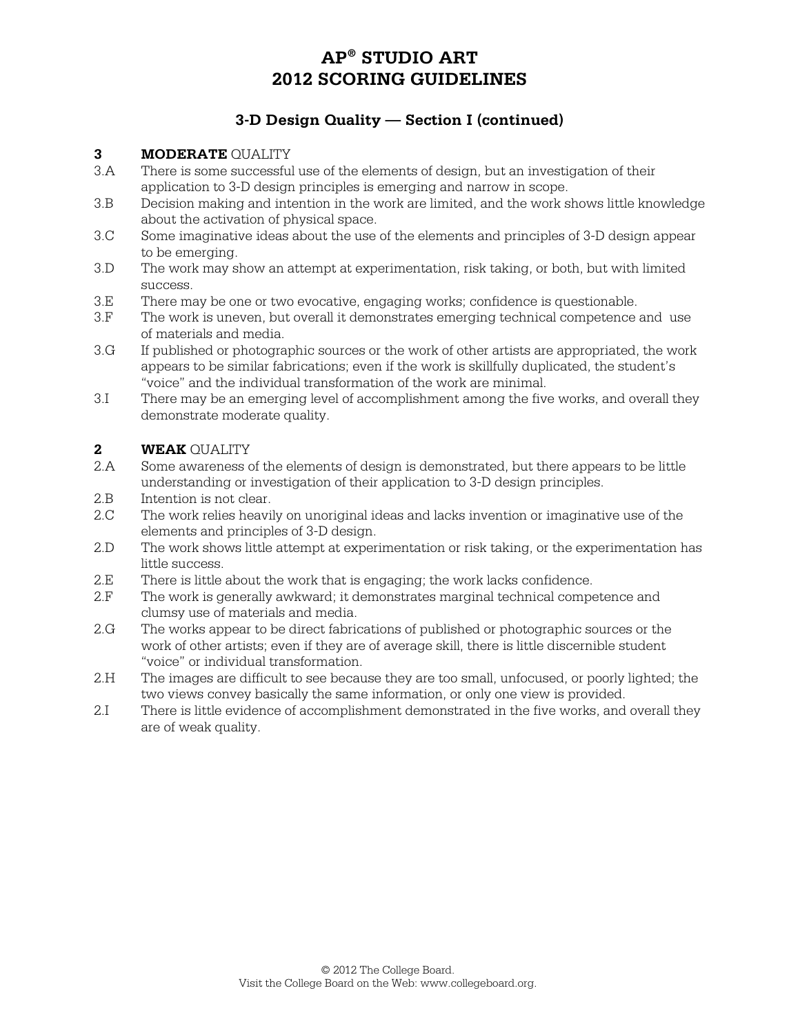# AP® STUDIO ART
# 2012 SCORING GUIDELINES

## 3-D Design Quality — Section I (continued)

### 3 MODERATE QUALITY

3.A There is some successful use of the elements of design, but an investigation of their application to 3-D design principles is emerging and narrow in scope.

3.B Decision making and intention in the work are limited, and the work shows little knowledge about the activation of physical space.

3.C Some imaginative ideas about the use of the elements and principles of 3-D design appear to be emerging.

3.D The work may show an attempt at experimentation, risk taking, or both, but with limited success.

3.E There may be one or two evocative, engaging works; confidence is questionable.

3.F The work is uneven, but overall it demonstrates emerging technical competence and use of materials and media.

3.G If published or photographic sources or the work of other artists are appropriated, the work appears to be similar fabrications; even if the work is skillfully duplicated, the student's "voice" and the individual transformation of the work are minimal.

3.I There may be an emerging level of accomplishment among the five works, and overall they demonstrate moderate quality.

### 2 WEAK QUALITY

2.A Some awareness of the elements of design is demonstrated, but there appears to be little understanding or investigation of their application to 3-D design principles.

2.B Intention is not clear.

2.C The work relies heavily on unoriginal ideas and lacks invention or imaginative use of the elements and principles of 3-D design.

2.D The work shows little attempt at experimentation or risk taking, or the experimentation has little success.

2.E There is little about the work that is engaging; the work lacks confidence.

2.F The work is generally awkward; it demonstrates marginal technical competence and clumsy use of materials and media.

2.G The works appear to be direct fabrications of published or photographic sources or the work of other artists; even if they are of average skill, there is little discernible student "voice" or individual transformation.

2.H The images are difficult to see because they are too small, unfocused, or poorly lighted; the two views convey basically the same information, or only one view is provided.

2.I There is little evidence of accomplishment demonstrated in the five works, and overall they are of weak quality.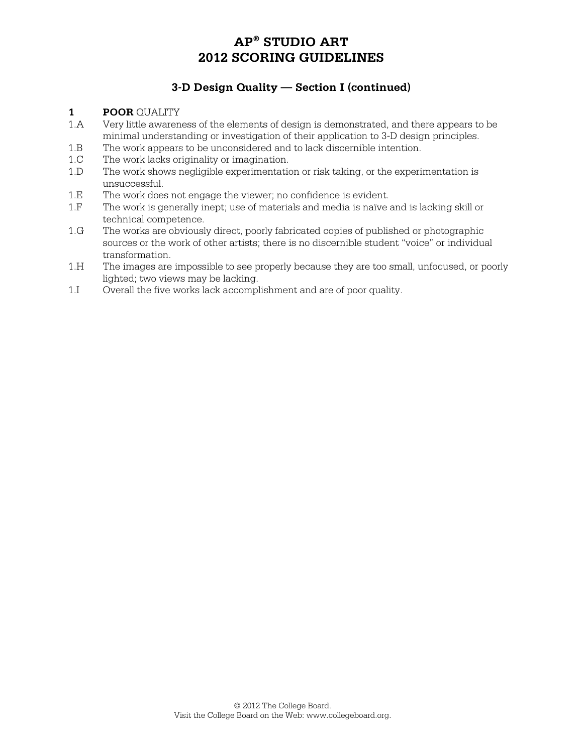# AP® STUDIO ART
# 2012 SCORING GUIDELINES

## 3-D Design Quality — Section I (continued)

**1 POOR** QUALITY

- 1.A Very little awareness of the elements of design is demonstrated, and there appears to be minimal understanding or investigation of their application to 3-D design principles.
- 1.B The work appears to be unconsidered and to lack discernible intention.
- 1.C The work lacks originality or imagination.
- 1.D The work shows negligible experimentation or risk taking, or the experimentation is unsuccessful.
- 1.E The work does not engage the viewer; no confidence is evident.
- 1.F The work is generally inept; use of materials and media is naïve and is lacking skill or technical competence.
- 1.G The works are obviously direct, poorly fabricated copies of published or photographic sources or the work of other artists; there is no discernible student "voice" or individual transformation.
- 1.H The images are impossible to see properly because they are too small, unfocused, or poorly lighted; two views may be lacking.
- 1.I Overall the five works lack accomplishment and are of poor quality.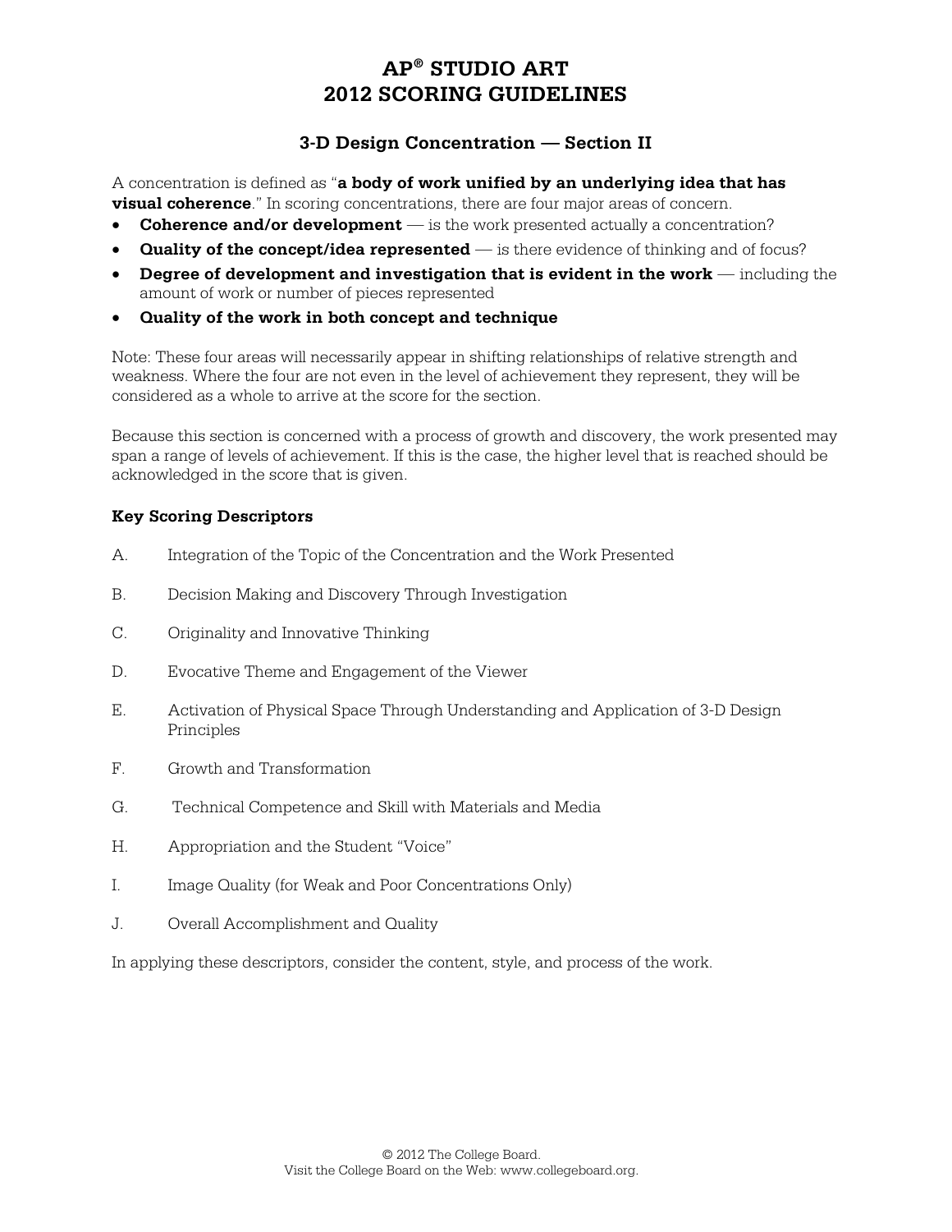# AP® STUDIO ART 2012 SCORING GUIDELINES

## 3-D Design Concentration — Section II

A concentration is defined as "**a body of work unified by an underlying idea that has visual coherence**." In scoring concentrations, there are four major areas of concern.

- **Coherence and/or development** — is the work presented actually a concentration?
- **Quality of the concept/idea represented** — is there evidence of thinking and of focus?
- **Degree of development and investigation that is evident in the work** — including the amount of work or number of pieces represented
- **Quality of the work in both concept and technique**

Note: These four areas will necessarily appear in shifting relationships of relative strength and weakness. Where the four are not even in the level of achievement they represent, they will be considered as a whole to arrive at the score for the section.

Because this section is concerned with a process of growth and discovery, the work presented may span a range of levels of achievement. If this is the case, the higher level that is reached should be acknowledged in the score that is given.

### Key Scoring Descriptors

A. Integration of the Topic of the Concentration and the Work Presented

B. Decision Making and Discovery Through Investigation

C. Originality and Innovative Thinking

D. Evocative Theme and Engagement of the Viewer

E. Activation of Physical Space Through Understanding and Application of 3-D Design Principles

F. Growth and Transformation

G. Technical Competence and Skill with Materials and Media

H. Appropriation and the Student "Voice"

I. Image Quality (for Weak and Poor Concentrations Only)

J. Overall Accomplishment and Quality

In applying these descriptors, consider the content, style, and process of the work.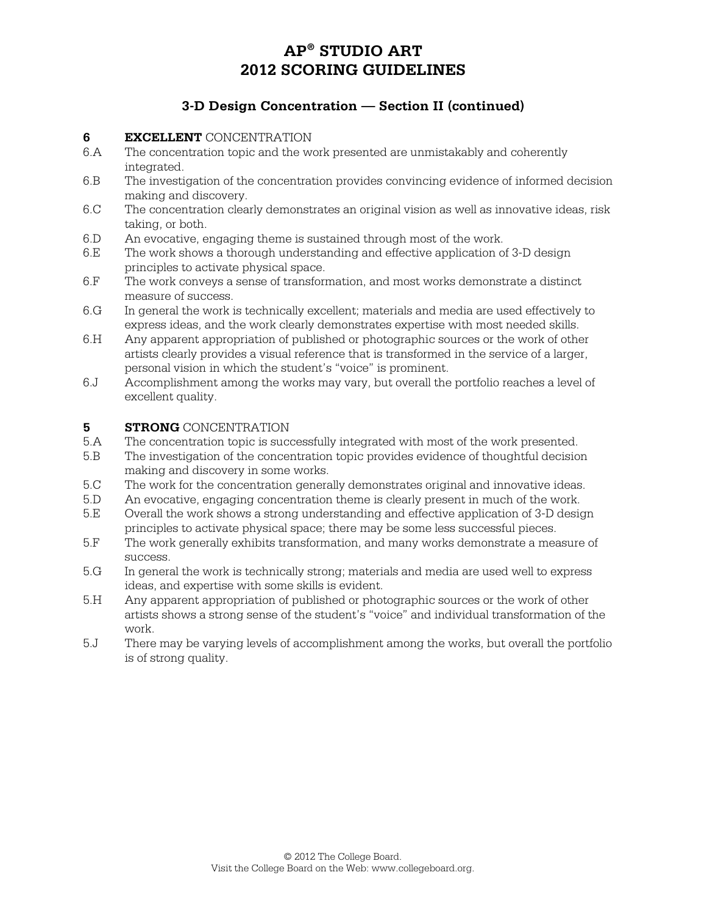# AP® STUDIO ART
# 2012 SCORING GUIDELINES

## 3-D Design Concentration — Section II (continued)

### 6 **EXCELLENT** CONCENTRATION

6.A The concentration topic and the work presented are unmistakably and coherently integrated.

6.B The investigation of the concentration provides convincing evidence of informed decision making and discovery.

6.C The concentration clearly demonstrates an original vision as well as innovative ideas, risk taking, or both.

6.D An evocative, engaging theme is sustained through most of the work.

6.E The work shows a thorough understanding and effective application of 3-D design principles to activate physical space.

6.F The work conveys a sense of transformation, and most works demonstrate a distinct measure of success.

6.G In general the work is technically excellent; materials and media are used effectively to express ideas, and the work clearly demonstrates expertise with most needed skills.

6.H Any apparent appropriation of published or photographic sources or the work of other artists clearly provides a visual reference that is transformed in the service of a larger, personal vision in which the student's "voice" is prominent.

6.J Accomplishment among the works may vary, but overall the portfolio reaches a level of excellent quality.

### 5 **STRONG** CONCENTRATION

5.A The concentration topic is successfully integrated with most of the work presented.

5.B The investigation of the concentration topic provides evidence of thoughtful decision making and discovery in some works.

5.C The work for the concentration generally demonstrates original and innovative ideas.

5.D An evocative, engaging concentration theme is clearly present in much of the work.

5.E Overall the work shows a strong understanding and effective application of 3-D design principles to activate physical space; there may be some less successful pieces.

5.F The work generally exhibits transformation, and many works demonstrate a measure of success.

5.G In general the work is technically strong; materials and media are used well to express ideas, and expertise with some skills is evident.

5.H Any apparent appropriation of published or photographic sources or the work of other artists shows a strong sense of the student's "voice" and individual transformation of the work.

5.J There may be varying levels of accomplishment among the works, but overall the portfolio is of strong quality.

© 2012 The College Board.
Visit the College Board on the Web: www.collegeboard.org.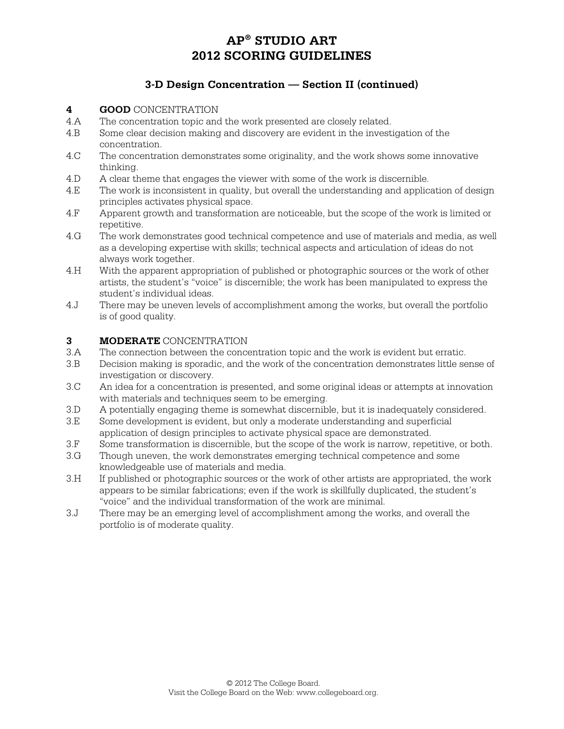# AP® STUDIO ART 2012 SCORING GUIDELINES

## 3-D Design Concentration — Section II (continued)

**4 GOOD** CONCENTRATION

- 4.A The concentration topic and the work presented are closely related.
- 4.B Some clear decision making and discovery are evident in the investigation of the concentration.
- 4.C The concentration demonstrates some originality, and the work shows some innovative thinking.
- 4.D A clear theme that engages the viewer with some of the work is discernible.
- 4.E The work is inconsistent in quality, but overall the understanding and application of design principles activates physical space.
- 4.F Apparent growth and transformation are noticeable, but the scope of the work is limited or repetitive.
- 4.G The work demonstrates good technical competence and use of materials and media, as well as a developing expertise with skills; technical aspects and articulation of ideas do not always work together.
- 4.H With the apparent appropriation of published or photographic sources or the work of other artists, the student's "voice" is discernible; the work has been manipulated to express the student's individual ideas.
- 4.J There may be uneven levels of accomplishment among the works, but overall the portfolio is of good quality.

**3 MODERATE** CONCENTRATION

- 3.A The connection between the concentration topic and the work is evident but erratic.
- 3.B Decision making is sporadic, and the work of the concentration demonstrates little sense of investigation or discovery.
- 3.C An idea for a concentration is presented, and some original ideas or attempts at innovation with materials and techniques seem to be emerging.
- 3.D A potentially engaging theme is somewhat discernible, but it is inadequately considered.
- 3.E Some development is evident, but only a moderate understanding and superficial application of design principles to activate physical space are demonstrated.
- 3.F Some transformation is discernible, but the scope of the work is narrow, repetitive, or both.
- 3.G Though uneven, the work demonstrates emerging technical competence and some knowledgeable use of materials and media.
- 3.H If published or photographic sources or the work of other artists are appropriated, the work appears to be similar fabrications; even if the work is skillfully duplicated, the student's "voice" and the individual transformation of the work are minimal.
- 3.J There may be an emerging level of accomplishment among the works, and overall the portfolio is of moderate quality.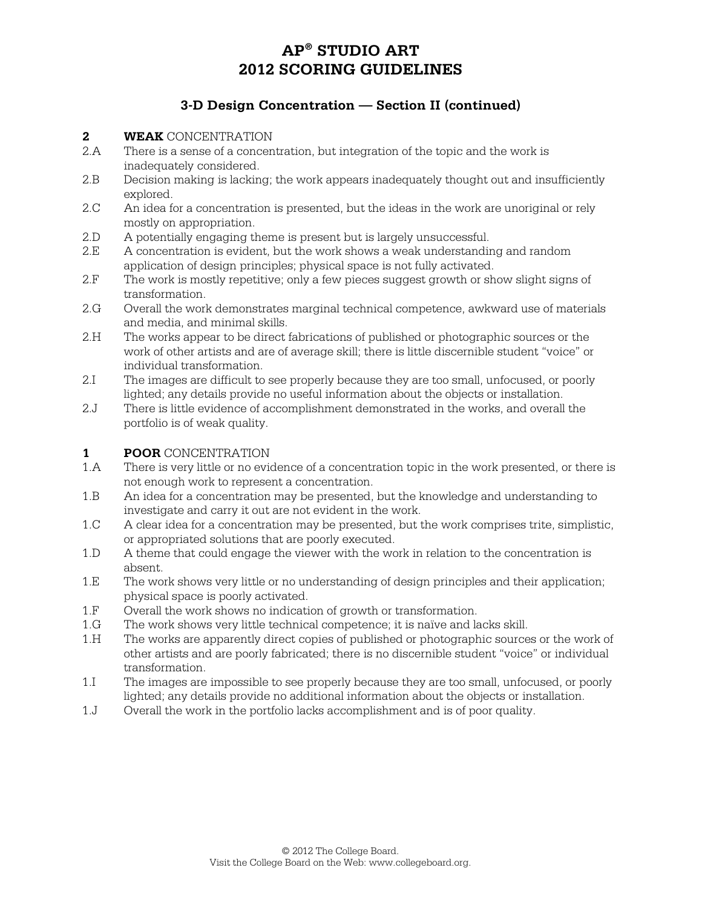# AP® STUDIO ART 2012 SCORING GUIDELINES

## 3-D Design Concentration — Section II (continued)

**2 WEAK CONCENTRATION**

2.A There is a sense of a concentration, but integration of the topic and the work is inadequately considered.

2.B Decision making is lacking; the work appears inadequately thought out and insufficiently explored.

2.C An idea for a concentration is presented, but the ideas in the work are unoriginal or rely mostly on appropriation.

2.D A potentially engaging theme is present but is largely unsuccessful.

2.E A concentration is evident, but the work shows a weak understanding and random application of design principles; physical space is not fully activated.

2.F The work is mostly repetitive; only a few pieces suggest growth or show slight signs of transformation.

2.G Overall the work demonstrates marginal technical competence, awkward use of materials and media, and minimal skills.

2.H The works appear to be direct fabrications of published or photographic sources or the work of other artists and are of average skill; there is little discernible student "voice" or individual transformation.

2.I The images are difficult to see properly because they are too small, unfocused, or poorly lighted; any details provide no useful information about the objects or installation.

2.J There is little evidence of accomplishment demonstrated in the works, and overall the portfolio is of weak quality.

**1 POOR CONCENTRATION**

1.A There is very little or no evidence of a concentration topic in the work presented, or there is not enough work to represent a concentration.

1.B An idea for a concentration may be presented, but the knowledge and understanding to investigate and carry it out are not evident in the work.

1.C A clear idea for a concentration may be presented, but the work comprises trite, simplistic, or appropriated solutions that are poorly executed.

1.D A theme that could engage the viewer with the work in relation to the concentration is absent.

1.E The work shows very little or no understanding of design principles and their application; physical space is poorly activated.

1.F Overall the work shows no indication of growth or transformation.

1.G The work shows very little technical competence; it is naïve and lacks skill.

1.H The works are apparently direct copies of published or photographic sources or the work of other artists and are poorly fabricated; there is no discernible student "voice" or individual transformation.

1.I The images are impossible to see properly because they are too small, unfocused, or poorly lighted; any details provide no additional information about the objects or installation.

1.J Overall the work in the portfolio lacks accomplishment and is of poor quality.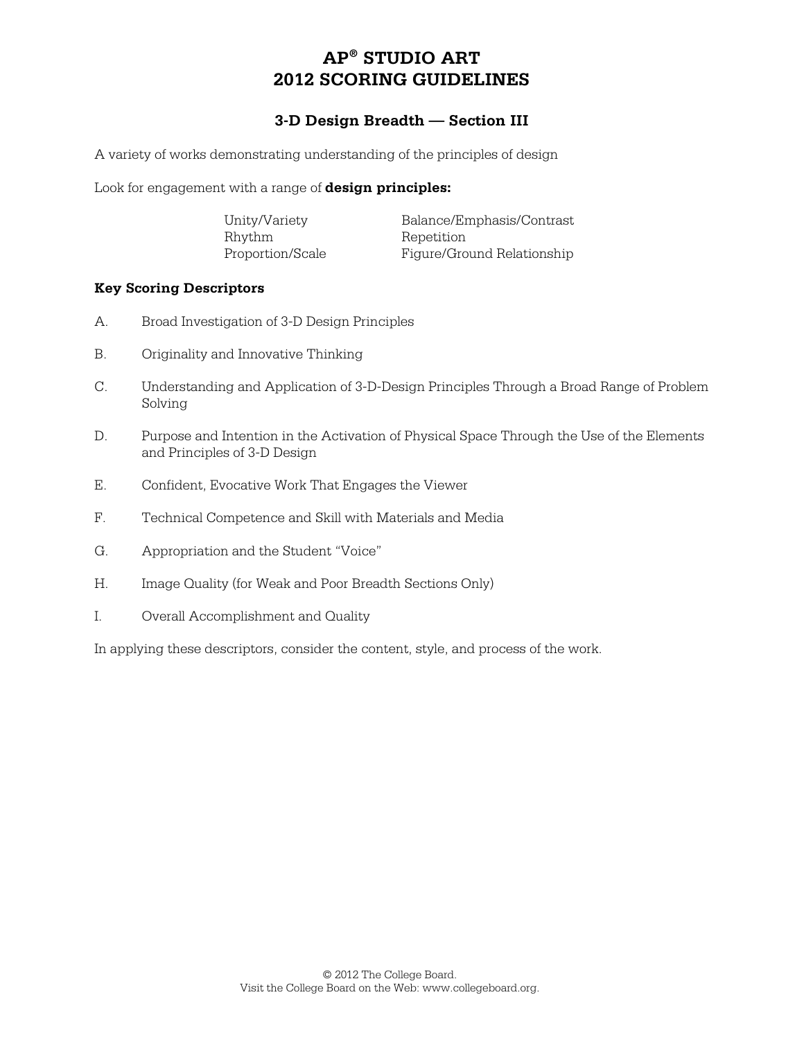# AP® STUDIO ART
# 2012 SCORING GUIDELINES

## 3-D Design Breadth — Section III

A variety of works demonstrating understanding of the principles of design

Look for engagement with a range of **design principles:**

| | |
|---|---|
| Unity/Variety | Balance/Emphasis/Contrast |
| Rhythm | Repetition |
| Proportion/Scale | Figure/Ground Relationship |

### Key Scoring Descriptors

A. Broad Investigation of 3-D Design Principles

B. Originality and Innovative Thinking

C. Understanding and Application of 3-D-Design Principles Through a Broad Range of Problem Solving

D. Purpose and Intention in the Activation of Physical Space Through the Use of the Elements and Principles of 3-D Design

E. Confident, Evocative Work That Engages the Viewer

F. Technical Competence and Skill with Materials and Media

G. Appropriation and the Student "Voice"

H. Image Quality (for Weak and Poor Breadth Sections Only)

I. Overall Accomplishment and Quality

In applying these descriptors, consider the content, style, and process of the work.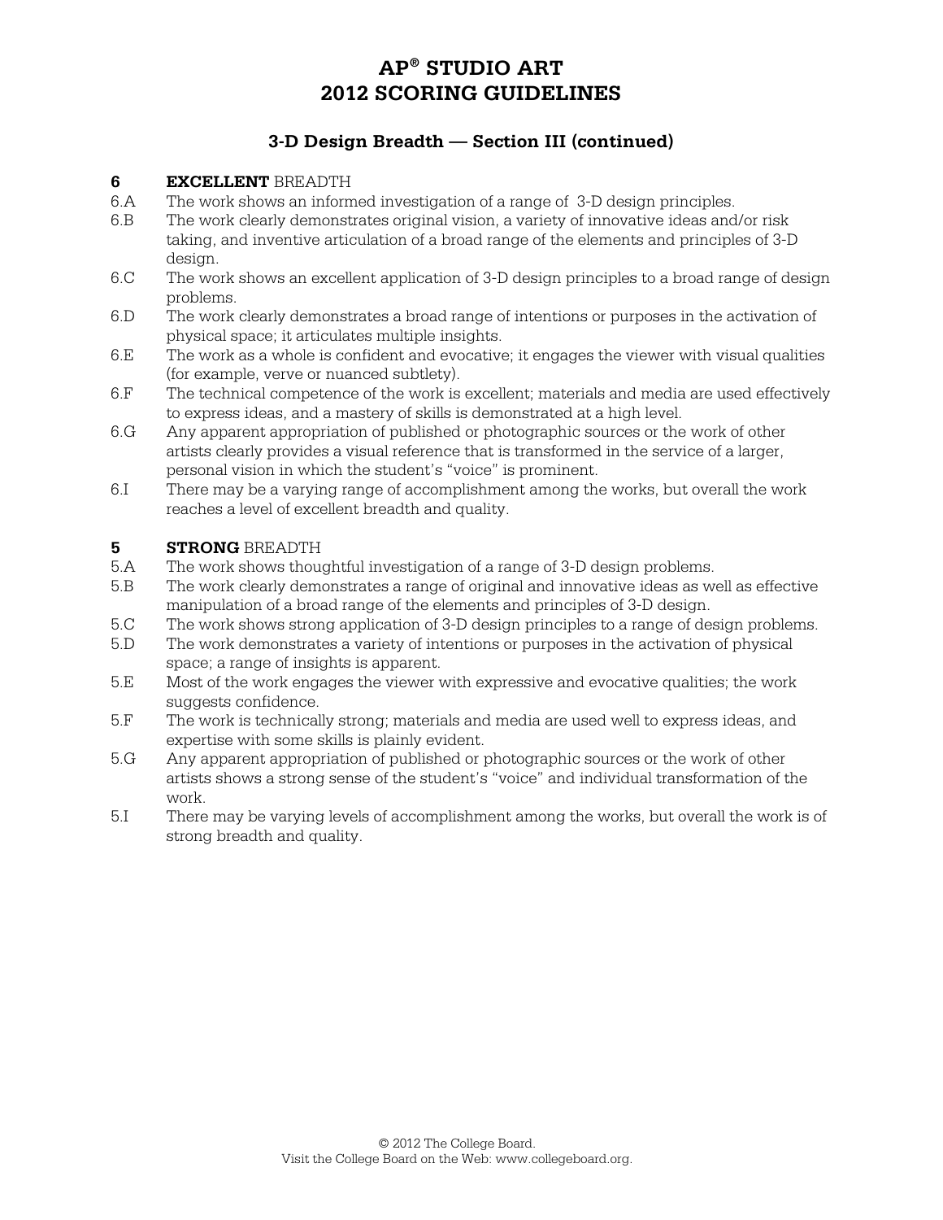# AP® STUDIO ART
# 2012 SCORING GUIDELINES

## 3-D Design Breadth — Section III (continued)

### 6 **EXCELLENT** BREADTH

6.A The work shows an informed investigation of a range of 3-D design principles.

6.B The work clearly demonstrates original vision, a variety of innovative ideas and/or risk taking, and inventive articulation of a broad range of the elements and principles of 3-D design.

6.C The work shows an excellent application of 3-D design principles to a broad range of design problems.

6.D The work clearly demonstrates a broad range of intentions or purposes in the activation of physical space; it articulates multiple insights.

6.E The work as a whole is confident and evocative; it engages the viewer with visual qualities (for example, verve or nuanced subtlety).

6.F The technical competence of the work is excellent; materials and media are used effectively to express ideas, and a mastery of skills is demonstrated at a high level.

6.G Any apparent appropriation of published or photographic sources or the work of other artists clearly provides a visual reference that is transformed in the service of a larger, personal vision in which the student's "voice" is prominent.

6.I There may be a varying range of accomplishment among the works, but overall the work reaches a level of excellent breadth and quality.

### 5 **STRONG** BREADTH

5.A The work shows thoughtful investigation of a range of 3-D design problems.

5.B The work clearly demonstrates a range of original and innovative ideas as well as effective manipulation of a broad range of the elements and principles of 3-D design.

5.C The work shows strong application of 3-D design principles to a range of design problems.

5.D The work demonstrates a variety of intentions or purposes in the activation of physical space; a range of insights is apparent.

5.E Most of the work engages the viewer with expressive and evocative qualities; the work suggests confidence.

5.F The work is technically strong; materials and media are used well to express ideas, and expertise with some skills is plainly evident.

5.G Any apparent appropriation of published or photographic sources or the work of other artists shows a strong sense of the student's "voice" and individual transformation of the work.

5.I There may be varying levels of accomplishment among the works, but overall the work is of strong breadth and quality.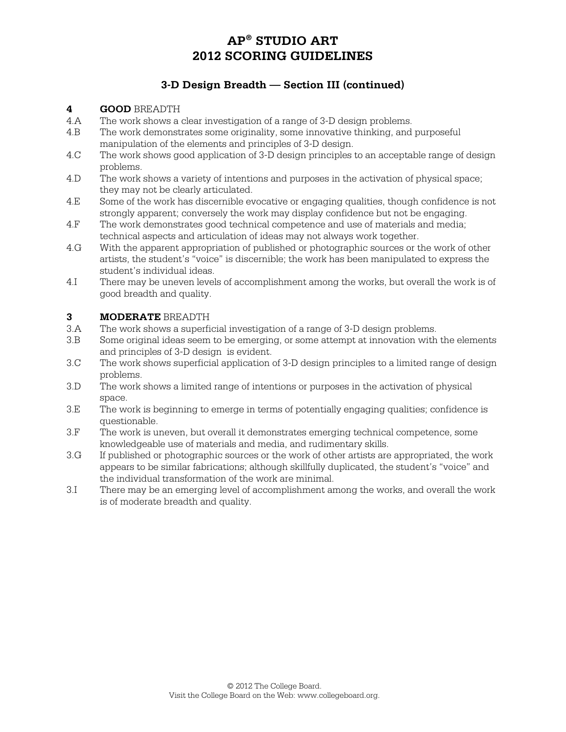# AP® STUDIO ART
# 2012 SCORING GUIDELINES

## 3-D Design Breadth — Section III (continued)

### 4 GOOD BREADTH

4.A The work shows a clear investigation of a range of 3-D design problems.

4.B The work demonstrates some originality, some innovative thinking, and purposeful manipulation of the elements and principles of 3-D design.

4.C The work shows good application of 3-D design principles to an acceptable range of design problems.

4.D The work shows a variety of intentions and purposes in the activation of physical space; they may not be clearly articulated.

4.E Some of the work has discernible evocative or engaging qualities, though confidence is not strongly apparent; conversely the work may display confidence but not be engaging.

4.F The work demonstrates good technical competence and use of materials and media; technical aspects and articulation of ideas may not always work together.

4.G With the apparent appropriation of published or photographic sources or the work of other artists, the student's "voice" is discernible; the work has been manipulated to express the student's individual ideas.

4.I There may be uneven levels of accomplishment among the works, but overall the work is of good breadth and quality.

### 3 MODERATE BREADTH

3.A The work shows a superficial investigation of a range of 3-D design problems.

3.B Some original ideas seem to be emerging, or some attempt at innovation with the elements and principles of 3-D design is evident.

3.C The work shows superficial application of 3-D design principles to a limited range of design problems.

3.D The work shows a limited range of intentions or purposes in the activation of physical space.

3.E The work is beginning to emerge in terms of potentially engaging qualities; confidence is questionable.

3.F The work is uneven, but overall it demonstrates emerging technical competence, some knowledgeable use of materials and media, and rudimentary skills.

3.G If published or photographic sources or the work of other artists are appropriated, the work appears to be similar fabrications; although skillfully duplicated, the student's "voice" and the individual transformation of the work are minimal.

3.I There may be an emerging level of accomplishment among the works, and overall the work is of moderate breadth and quality.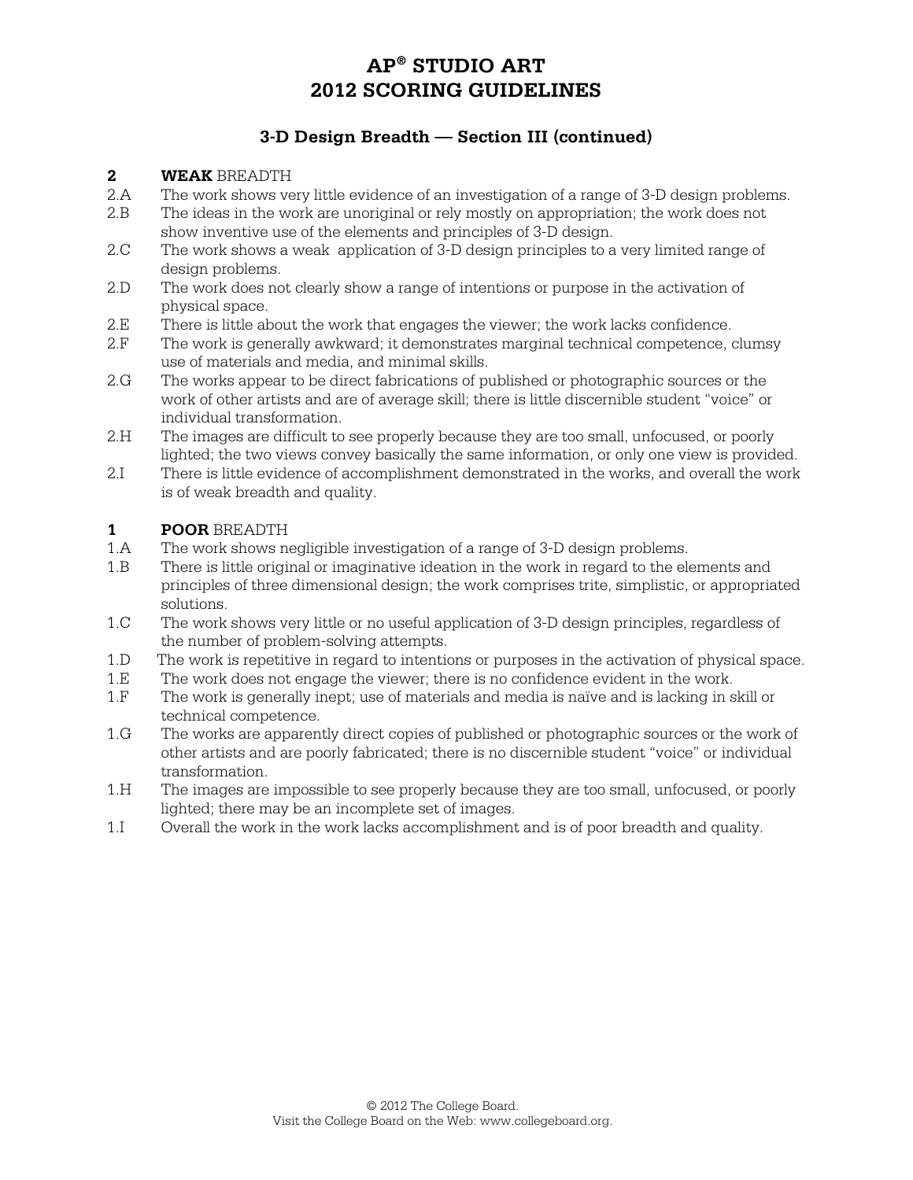# AP® STUDIO ART
# 2012 SCORING GUIDELINES

## 3-D Design Breadth — Section III (continued)

### 2 **WEAK** BREADTH

2.A The work shows very little evidence of an investigation of a range of 3-D design problems.

2.B The ideas in the work are unoriginal or rely mostly on appropriation; the work does not show inventive use of the elements and principles of 3-D design.

2.C The work shows a weak application of 3-D design principles to a very limited range of design problems.

2.D The work does not clearly show a range of intentions or purpose in the activation of physical space.

2.E There is little about the work that engages the viewer; the work lacks confidence.

2.F The work is generally awkward; it demonstrates marginal technical competence, clumsy use of materials and media, and minimal skills.

2.G The works appear to be direct fabrications of published or photographic sources or the work of other artists and are of average skill; there is little discernible student "voice" or individual transformation.

2.H The images are difficult to see properly because they are too small, unfocused, or poorly lighted; the two views convey basically the same information, or only one view is provided.

2.I There is little evidence of accomplishment demonstrated in the works, and overall the work is of weak breadth and quality.

### 1 **POOR** BREADTH

1.A The work shows negligible investigation of a range of 3-D design problems.

1.B There is little original or imaginative ideation in the work in regard to the elements and principles of three dimensional design; the work comprises trite, simplistic, or appropriated solutions.

1.C The work shows very little or no useful application of 3-D design principles, regardless of the number of problem-solving attempts.

1.D The work is repetitive in regard to intentions or purposes in the activation of physical space.

1.E The work does not engage the viewer; there is no confidence evident in the work.

1.F The work is generally inept; use of materials and media is naïve and is lacking in skill or technical competence.

1.G The works are apparently direct copies of published or photographic sources or the work of other artists and are poorly fabricated; there is no discernible student "voice" or individual transformation.

1.H The images are impossible to see properly because they are too small, unfocused, or poorly lighted; there may be an incomplete set of images.

1.I Overall the work in the work lacks accomplishment and is of poor breadth and quality.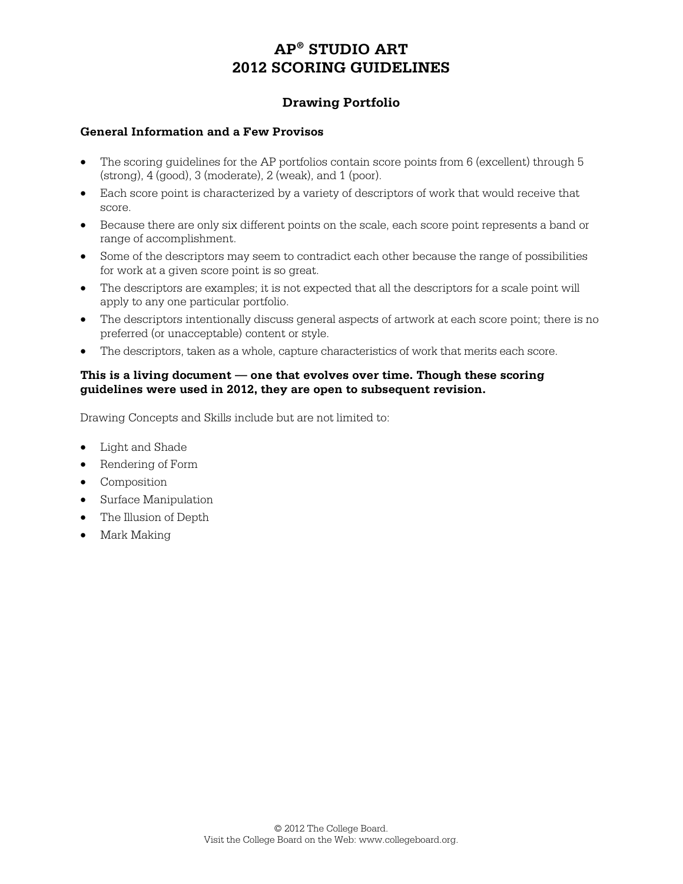# AP® STUDIO ART
# 2012 SCORING GUIDELINES

## Drawing Portfolio

### General Information and a Few Provisos

- The scoring guidelines for the AP portfolios contain score points from 6 (excellent) through 5 (strong), 4 (good), 3 (moderate), 2 (weak), and 1 (poor).
- Each score point is characterized by a variety of descriptors of work that would receive that score.
- Because there are only six different points on the scale, each score point represents a band or range of accomplishment.
- Some of the descriptors may seem to contradict each other because the range of possibilities for work at a given score point is so great.
- The descriptors are examples; it is not expected that all the descriptors for a scale point will apply to any one particular portfolio.
- The descriptors intentionally discuss general aspects of artwork at each score point; there is no preferred (or unacceptable) content or style.
- The descriptors, taken as a whole, capture characteristics of work that merits each score.

**This is a living document — one that evolves over time. Though these scoring guidelines were used in 2012, they are open to subsequent revision.**

Drawing Concepts and Skills include but are not limited to:

- Light and Shade
- Rendering of Form
- Composition
- Surface Manipulation
- The Illusion of Depth
- Mark Making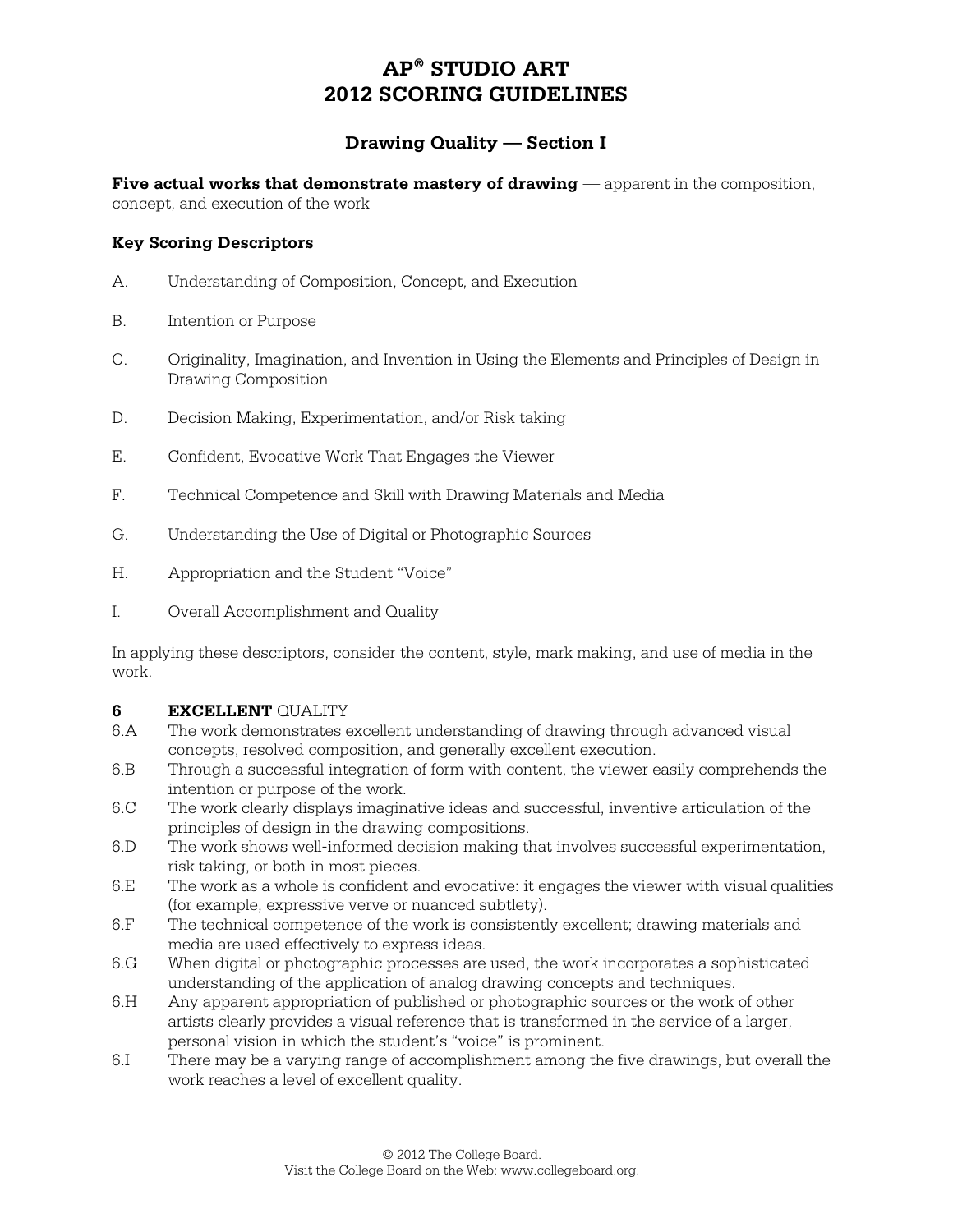# AP® STUDIO ART
# 2012 SCORING GUIDELINES

## Drawing Quality — Section I

**Five actual works that demonstrate mastery of drawing** — apparent in the composition, concept, and execution of the work

### Key Scoring Descriptors

A. Understanding of Composition, Concept, and Execution

B. Intention or Purpose

C. Originality, Imagination, and Invention in Using the Elements and Principles of Design in Drawing Composition

D. Decision Making, Experimentation, and/or Risk taking

E. Confident, Evocative Work That Engages the Viewer

F. Technical Competence and Skill with Drawing Materials and Media

G. Understanding the Use of Digital or Photographic Sources

H. Appropriation and the Student "Voice"

I. Overall Accomplishment and Quality

In applying these descriptors, consider the content, style, mark making, and use of media in the work.

**6 EXCELLENT** QUALITY

6.A The work demonstrates excellent understanding of drawing through advanced visual concepts, resolved composition, and generally excellent execution.

6.B Through a successful integration of form with content, the viewer easily comprehends the intention or purpose of the work.

6.C The work clearly displays imaginative ideas and successful, inventive articulation of the principles of design in the drawing compositions.

6.D The work shows well-informed decision making that involves successful experimentation, risk taking, or both in most pieces.

6.E The work as a whole is confident and evocative: it engages the viewer with visual qualities (for example, expressive verve or nuanced subtlety).

6.F The technical competence of the work is consistently excellent; drawing materials and media are used effectively to express ideas.

6.G When digital or photographic processes are used, the work incorporates a sophisticated understanding of the application of analog drawing concepts and techniques.

6.H Any apparent appropriation of published or photographic sources or the work of other artists clearly provides a visual reference that is transformed in the service of a larger, personal vision in which the student's "voice" is prominent.

6.I There may be a varying range of accomplishment among the five drawings, but overall the work reaches a level of excellent quality.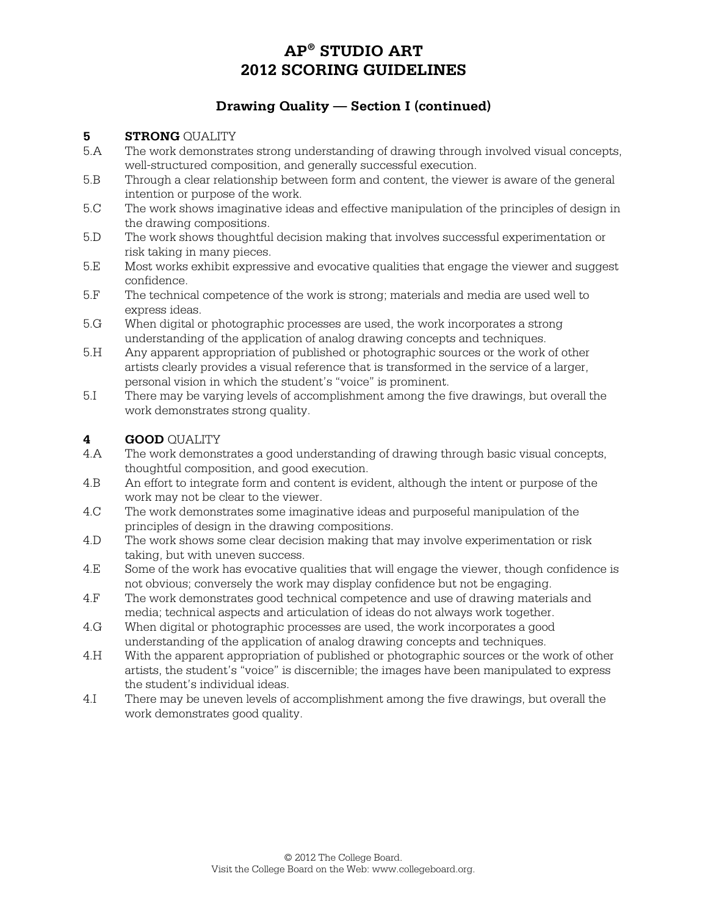# AP® STUDIO ART
# 2012 SCORING GUIDELINES

## Drawing Quality — Section I (continued)

**5 STRONG** QUALITY

5.A The work demonstrates strong understanding of drawing through involved visual concepts, well-structured composition, and generally successful execution.

5.B Through a clear relationship between form and content, the viewer is aware of the general intention or purpose of the work.

5.C The work shows imaginative ideas and effective manipulation of the principles of design in the drawing compositions.

5.D The work shows thoughtful decision making that involves successful experimentation or risk taking in many pieces.

5.E Most works exhibit expressive and evocative qualities that engage the viewer and suggest confidence.

5.F The technical competence of the work is strong; materials and media are used well to express ideas.

5.G When digital or photographic processes are used, the work incorporates a strong understanding of the application of analog drawing concepts and techniques.

5.H Any apparent appropriation of published or photographic sources or the work of other artists clearly provides a visual reference that is transformed in the service of a larger, personal vision in which the student's "voice" is prominent.

5.I There may be varying levels of accomplishment among the five drawings, but overall the work demonstrates strong quality.

**4 GOOD** QUALITY

4.A The work demonstrates a good understanding of drawing through basic visual concepts, thoughtful composition, and good execution.

4.B An effort to integrate form and content is evident, although the intent or purpose of the work may not be clear to the viewer.

4.C The work demonstrates some imaginative ideas and purposeful manipulation of the principles of design in the drawing compositions.

4.D The work shows some clear decision making that may involve experimentation or risk taking, but with uneven success.

4.E Some of the work has evocative qualities that will engage the viewer, though confidence is not obvious; conversely the work may display confidence but not be engaging.

4.F The work demonstrates good technical competence and use of drawing materials and media; technical aspects and articulation of ideas do not always work together.

4.G When digital or photographic processes are used, the work incorporates a good understanding of the application of analog drawing concepts and techniques.

4.H With the apparent appropriation of published or photographic sources or the work of other artists, the student's "voice" is discernible; the images have been manipulated to express the student's individual ideas.

4.I There may be uneven levels of accomplishment among the five drawings, but overall the work demonstrates good quality.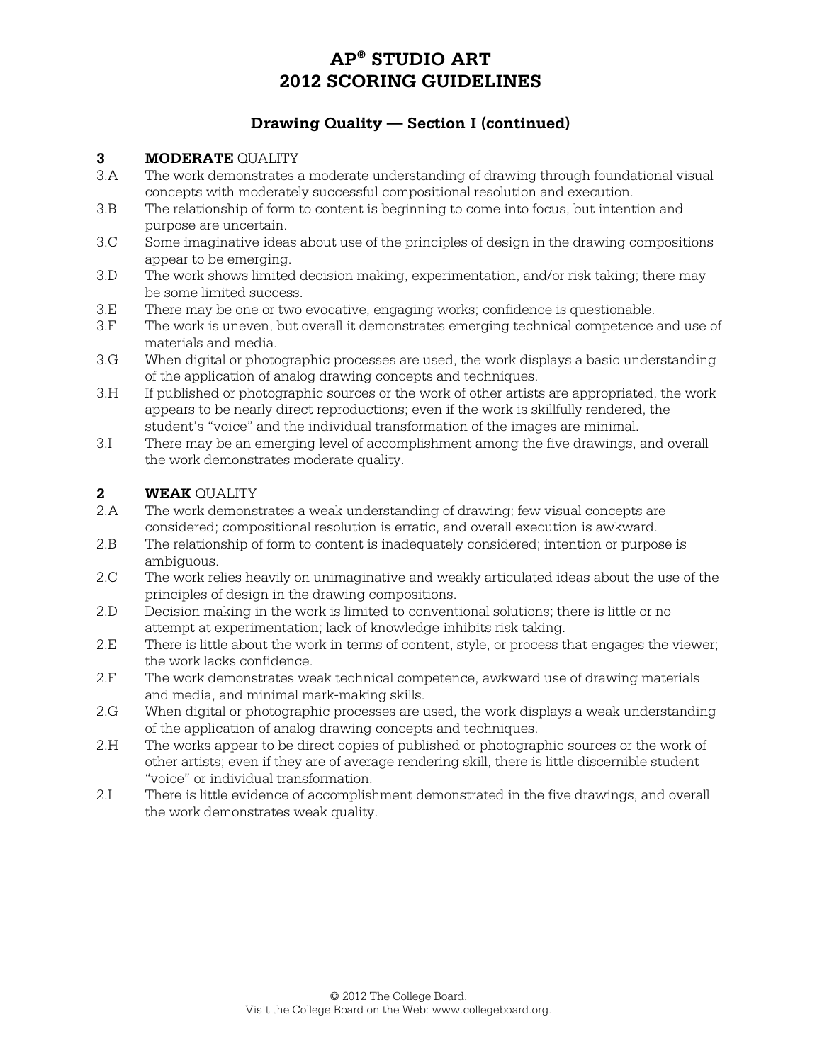# AP® STUDIO ART 2012 SCORING GUIDELINES

## Drawing Quality — Section I (continued)

### 3 **MODERATE** QUALITY

3.A The work demonstrates a moderate understanding of drawing through foundational visual concepts with moderately successful compositional resolution and execution.

3.B The relationship of form to content is beginning to come into focus, but intention and purpose are uncertain.

3.C Some imaginative ideas about use of the principles of design in the drawing compositions appear to be emerging.

3.D The work shows limited decision making, experimentation, and/or risk taking; there may be some limited success.

3.E There may be one or two evocative, engaging works; confidence is questionable.

3.F The work is uneven, but overall it demonstrates emerging technical competence and use of materials and media.

3.G When digital or photographic processes are used, the work displays a basic understanding of the application of analog drawing concepts and techniques.

3.H If published or photographic sources or the work of other artists are appropriated, the work appears to be nearly direct reproductions; even if the work is skillfully rendered, the student's "voice" and the individual transformation of the images are minimal.

3.I There may be an emerging level of accomplishment among the five drawings, and overall the work demonstrates moderate quality.

### 2 **WEAK** QUALITY

2.A The work demonstrates a weak understanding of drawing; few visual concepts are considered; compositional resolution is erratic, and overall execution is awkward.

2.B The relationship of form to content is inadequately considered; intention or purpose is ambiguous.

2.C The work relies heavily on unimaginative and weakly articulated ideas about the use of the principles of design in the drawing compositions.

2.D Decision making in the work is limited to conventional solutions; there is little or no attempt at experimentation; lack of knowledge inhibits risk taking.

2.E There is little about the work in terms of content, style, or process that engages the viewer; the work lacks confidence.

2.F The work demonstrates weak technical competence, awkward use of drawing materials and media, and minimal mark-making skills.

2.G When digital or photographic processes are used, the work displays a weak understanding of the application of analog drawing concepts and techniques.

2.H The works appear to be direct copies of published or photographic sources or the work of other artists; even if they are of average rendering skill, there is little discernible student "voice" or individual transformation.

2.I There is little evidence of accomplishment demonstrated in the five drawings, and overall the work demonstrates weak quality.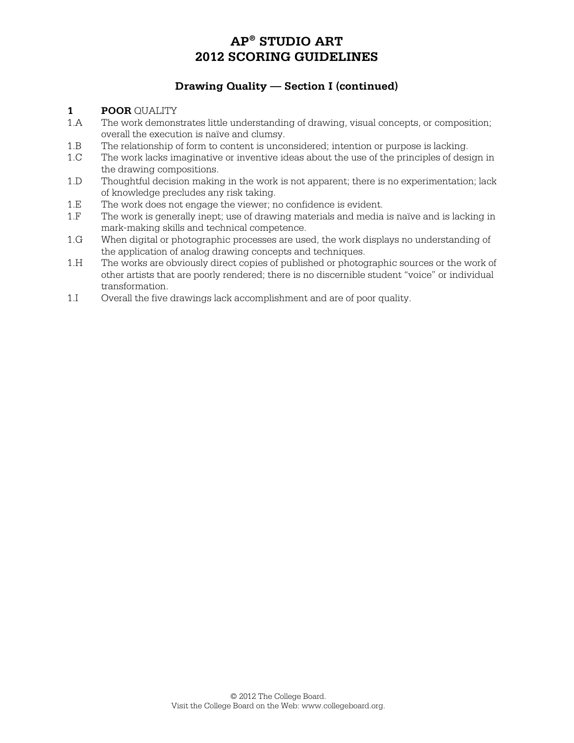# AP® STUDIO ART
# 2012 SCORING GUIDELINES

## Drawing Quality — Section I (continued)

**1 POOR** QUALITY

1.A The work demonstrates little understanding of drawing, visual concepts, or composition; overall the execution is naïve and clumsy.

1.B The relationship of form to content is unconsidered; intention or purpose is lacking.

1.C The work lacks imaginative or inventive ideas about the use of the principles of design in the drawing compositions.

1.D Thoughtful decision making in the work is not apparent; there is no experimentation; lack of knowledge precludes any risk taking.

1.E The work does not engage the viewer; no confidence is evident.

1.F The work is generally inept; use of drawing materials and media is naïve and is lacking in mark-making skills and technical competence.

1.G When digital or photographic processes are used, the work displays no understanding of the application of analog drawing concepts and techniques.

1.H The works are obviously direct copies of published or photographic sources or the work of other artists that are poorly rendered; there is no discernible student "voice" or individual transformation.

1.I Overall the five drawings lack accomplishment and are of poor quality.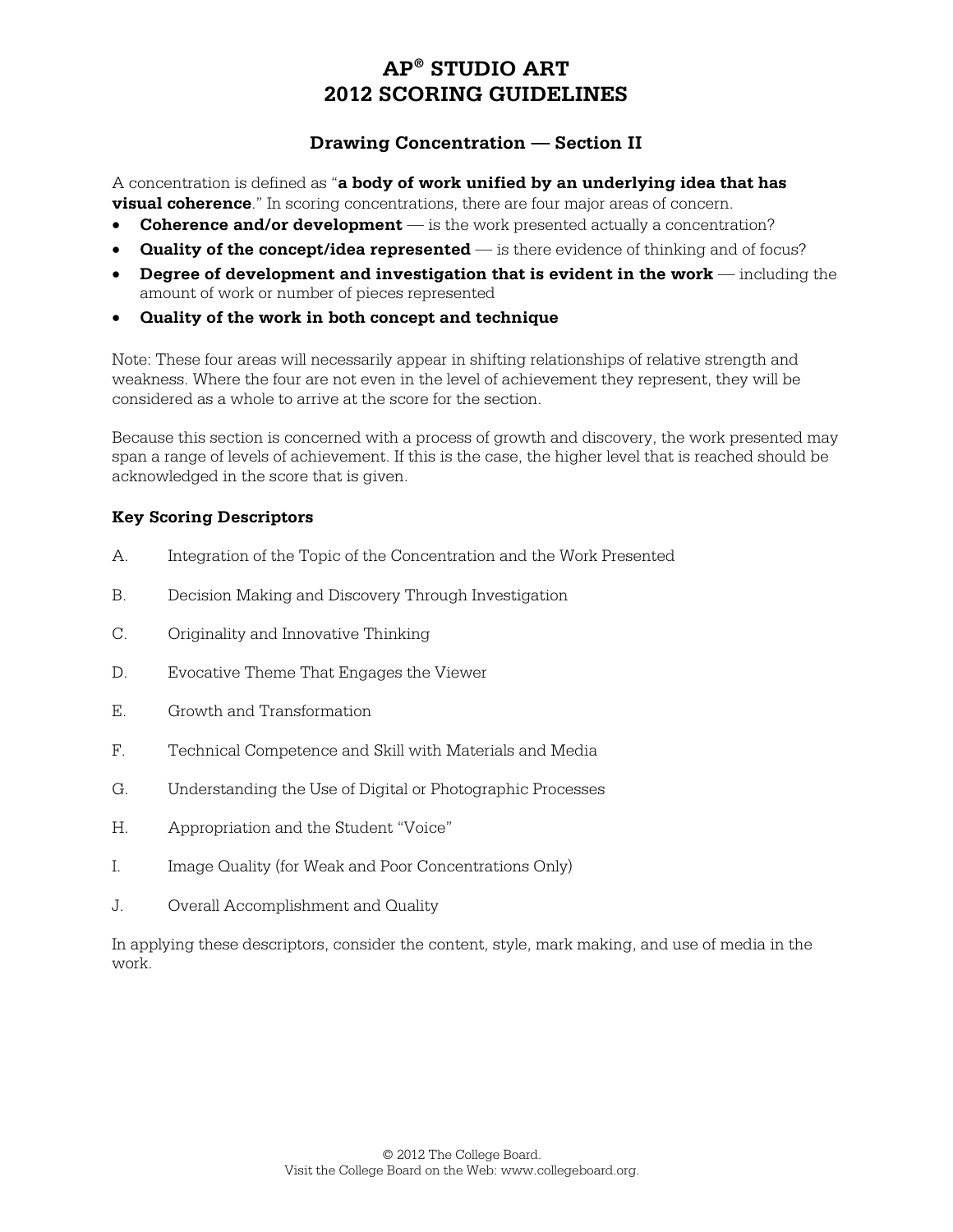# AP® STUDIO ART 2012 SCORING GUIDELINES

## Drawing Concentration — Section II

A concentration is defined as "**a body of work unified by an underlying idea that has visual coherence**." In scoring concentrations, there are four major areas of concern.

- **Coherence and/or development** — is the work presented actually a concentration?
- **Quality of the concept/idea represented** — is there evidence of thinking and of focus?
- **Degree of development and investigation that is evident in the work** — including the amount of work or number of pieces represented
- **Quality of the work in both concept and technique**

Note: These four areas will necessarily appear in shifting relationships of relative strength and weakness. Where the four are not even in the level of achievement they represent, they will be considered as a whole to arrive at the score for the section.

Because this section is concerned with a process of growth and discovery, the work presented may span a range of levels of achievement. If this is the case, the higher level that is reached should be acknowledged in the score that is given.

**Key Scoring Descriptors**

A. Integration of the Topic of the Concentration and the Work Presented

B. Decision Making and Discovery Through Investigation

C. Originality and Innovative Thinking

D. Evocative Theme That Engages the Viewer

E. Growth and Transformation

F. Technical Competence and Skill with Materials and Media

G. Understanding the Use of Digital or Photographic Processes

H. Appropriation and the Student "Voice"

I. Image Quality (for Weak and Poor Concentrations Only)

J. Overall Accomplishment and Quality

In applying these descriptors, consider the content, style, mark making, and use of media in the work.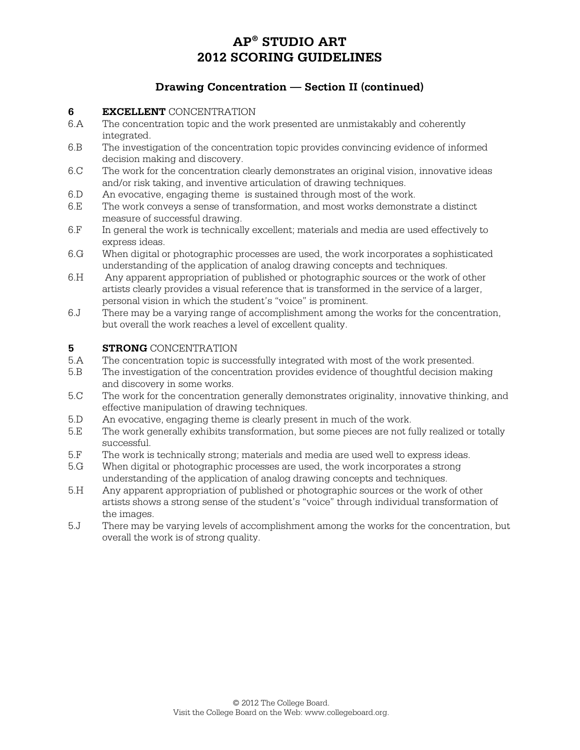# AP® STUDIO ART 2012 SCORING GUIDELINES

## Drawing Concentration — Section II (continued)

**6 EXCELLENT** CONCENTRATION

- 6.A The concentration topic and the work presented are unmistakably and coherently integrated.
- 6.B The investigation of the concentration topic provides convincing evidence of informed decision making and discovery.
- 6.C The work for the concentration clearly demonstrates an original vision, innovative ideas and/or risk taking, and inventive articulation of drawing techniques.
- 6.D An evocative, engaging theme is sustained through most of the work.
- 6.E The work conveys a sense of transformation, and most works demonstrate a distinct measure of successful drawing.
- 6.F In general the work is technically excellent; materials and media are used effectively to express ideas.
- 6.G When digital or photographic processes are used, the work incorporates a sophisticated understanding of the application of analog drawing concepts and techniques.
- 6.H Any apparent appropriation of published or photographic sources or the work of other artists clearly provides a visual reference that is transformed in the service of a larger, personal vision in which the student's "voice" is prominent.
- 6.J There may be a varying range of accomplishment among the works for the concentration, but overall the work reaches a level of excellent quality.

**5 STRONG** CONCENTRATION

- 5.A The concentration topic is successfully integrated with most of the work presented.
- 5.B The investigation of the concentration provides evidence of thoughtful decision making and discovery in some works.
- 5.C The work for the concentration generally demonstrates originality, innovative thinking, and effective manipulation of drawing techniques.
- 5.D An evocative, engaging theme is clearly present in much of the work.
- 5.E The work generally exhibits transformation, but some pieces are not fully realized or totally successful.
- 5.F The work is technically strong; materials and media are used well to express ideas.
- 5.G When digital or photographic processes are used, the work incorporates a strong understanding of the application of analog drawing concepts and techniques.
- 5.H Any apparent appropriation of published or photographic sources or the work of other artists shows a strong sense of the student's "voice" through individual transformation of the images.
- 5.J There may be varying levels of accomplishment among the works for the concentration, but overall the work is of strong quality.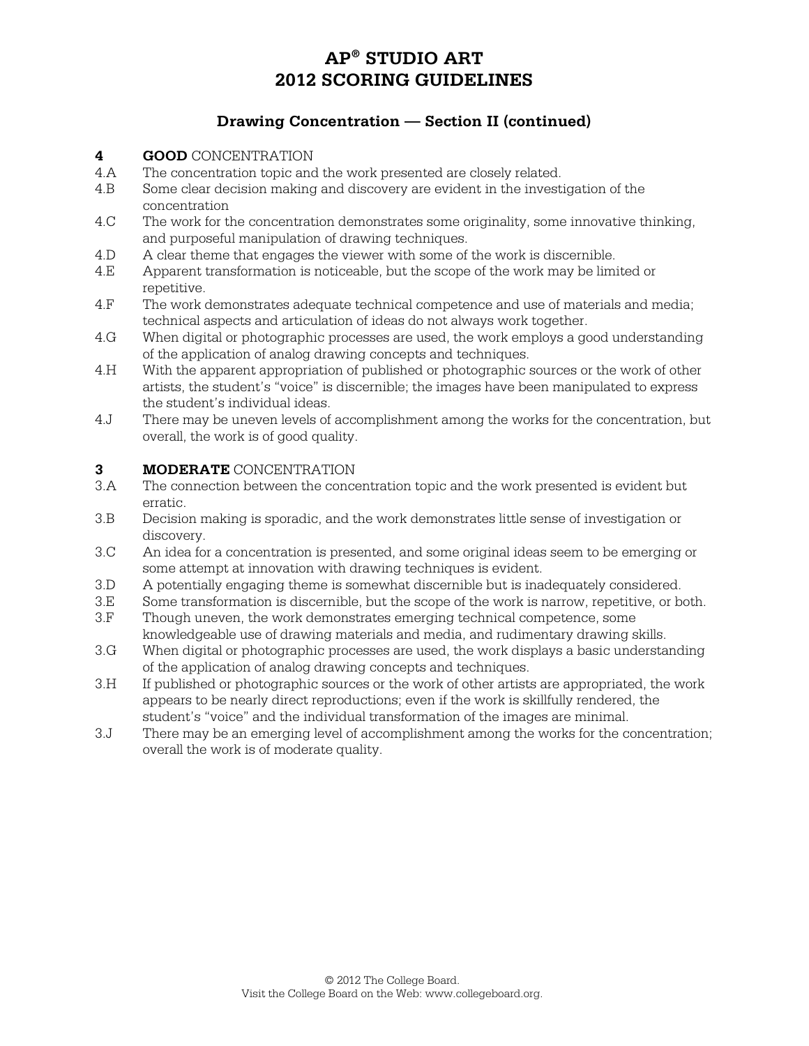# AP® STUDIO ART
# 2012 SCORING GUIDELINES

### Drawing Concentration — Section II (continued)

**4 GOOD** CONCENTRATION

4.A The concentration topic and the work presented are closely related.

4.B Some clear decision making and discovery are evident in the investigation of the concentration

4.C The work for the concentration demonstrates some originality, some innovative thinking, and purposeful manipulation of drawing techniques.

4.D A clear theme that engages the viewer with some of the work is discernible.

4.E Apparent transformation is noticeable, but the scope of the work may be limited or repetitive.

4.F The work demonstrates adequate technical competence and use of materials and media; technical aspects and articulation of ideas do not always work together.

4.G When digital or photographic processes are used, the work employs a good understanding of the application of analog drawing concepts and techniques.

4.H With the apparent appropriation of published or photographic sources or the work of other artists, the student's "voice" is discernible; the images have been manipulated to express the student's individual ideas.

4.J There may be uneven levels of accomplishment among the works for the concentration, but overall, the work is of good quality.

**3 MODERATE** CONCENTRATION

3.A The connection between the concentration topic and the work presented is evident but erratic.

3.B Decision making is sporadic, and the work demonstrates little sense of investigation or discovery.

3.C An idea for a concentration is presented, and some original ideas seem to be emerging or some attempt at innovation with drawing techniques is evident.

3.D A potentially engaging theme is somewhat discernible but is inadequately considered.

3.E Some transformation is discernible, but the scope of the work is narrow, repetitive, or both.

3.F Though uneven, the work demonstrates emerging technical competence, some knowledgeable use of drawing materials and media, and rudimentary drawing skills.

3.G When digital or photographic processes are used, the work displays a basic understanding of the application of analog drawing concepts and techniques.

3.H If published or photographic sources or the work of other artists are appropriated, the work appears to be nearly direct reproductions; even if the work is skillfully rendered, the student's "voice" and the individual transformation of the images are minimal.

3.J There may be an emerging level of accomplishment among the works for the concentration; overall the work is of moderate quality.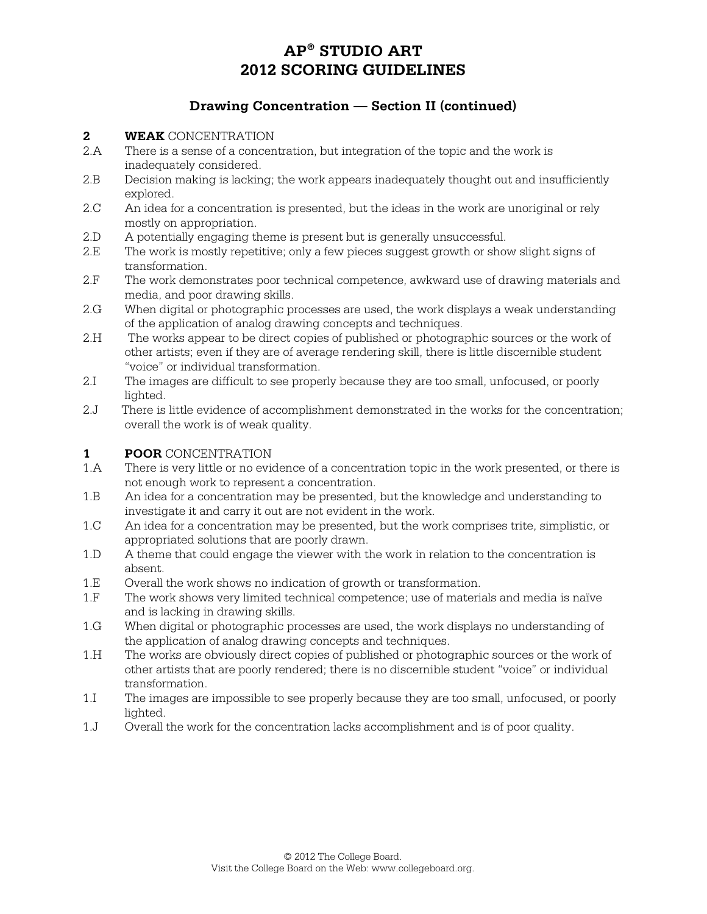# AP® STUDIO ART
# 2012 SCORING GUIDELINES

### Drawing Concentration — Section II (continued)

**2 WEAK** CONCENTRATION

2.A There is a sense of a concentration, but integration of the topic and the work is inadequately considered.

2.B Decision making is lacking; the work appears inadequately thought out and insufficiently explored.

2.C An idea for a concentration is presented, but the ideas in the work are unoriginal or rely mostly on appropriation.

2.D A potentially engaging theme is present but is generally unsuccessful.

2.E The work is mostly repetitive; only a few pieces suggest growth or show slight signs of transformation.

2.F The work demonstrates poor technical competence, awkward use of drawing materials and media, and poor drawing skills.

2.G When digital or photographic processes are used, the work displays a weak understanding of the application of analog drawing concepts and techniques.

2.H The works appear to be direct copies of published or photographic sources or the work of other artists; even if they are of average rendering skill, there is little discernible student "voice" or individual transformation.

2.I The images are difficult to see properly because they are too small, unfocused, or poorly lighted.

2.J There is little evidence of accomplishment demonstrated in the works for the concentration; overall the work is of weak quality.

**1 POOR** CONCENTRATION

1.A There is very little or no evidence of a concentration topic in the work presented, or there is not enough work to represent a concentration.

1.B An idea for a concentration may be presented, but the knowledge and understanding to investigate it and carry it out are not evident in the work.

1.C An idea for a concentration may be presented, but the work comprises trite, simplistic, or appropriated solutions that are poorly drawn.

1.D A theme that could engage the viewer with the work in relation to the concentration is absent.

1.E Overall the work shows no indication of growth or transformation.

1.F The work shows very limited technical competence; use of materials and media is naïve and is lacking in drawing skills.

1.G When digital or photographic processes are used, the work displays no understanding of the application of analog drawing concepts and techniques.

1.H The works are obviously direct copies of published or photographic sources or the work of other artists that are poorly rendered; there is no discernible student "voice" or individual transformation.

1.I The images are impossible to see properly because they are too small, unfocused, or poorly lighted.

1.J Overall the work for the concentration lacks accomplishment and is of poor quality.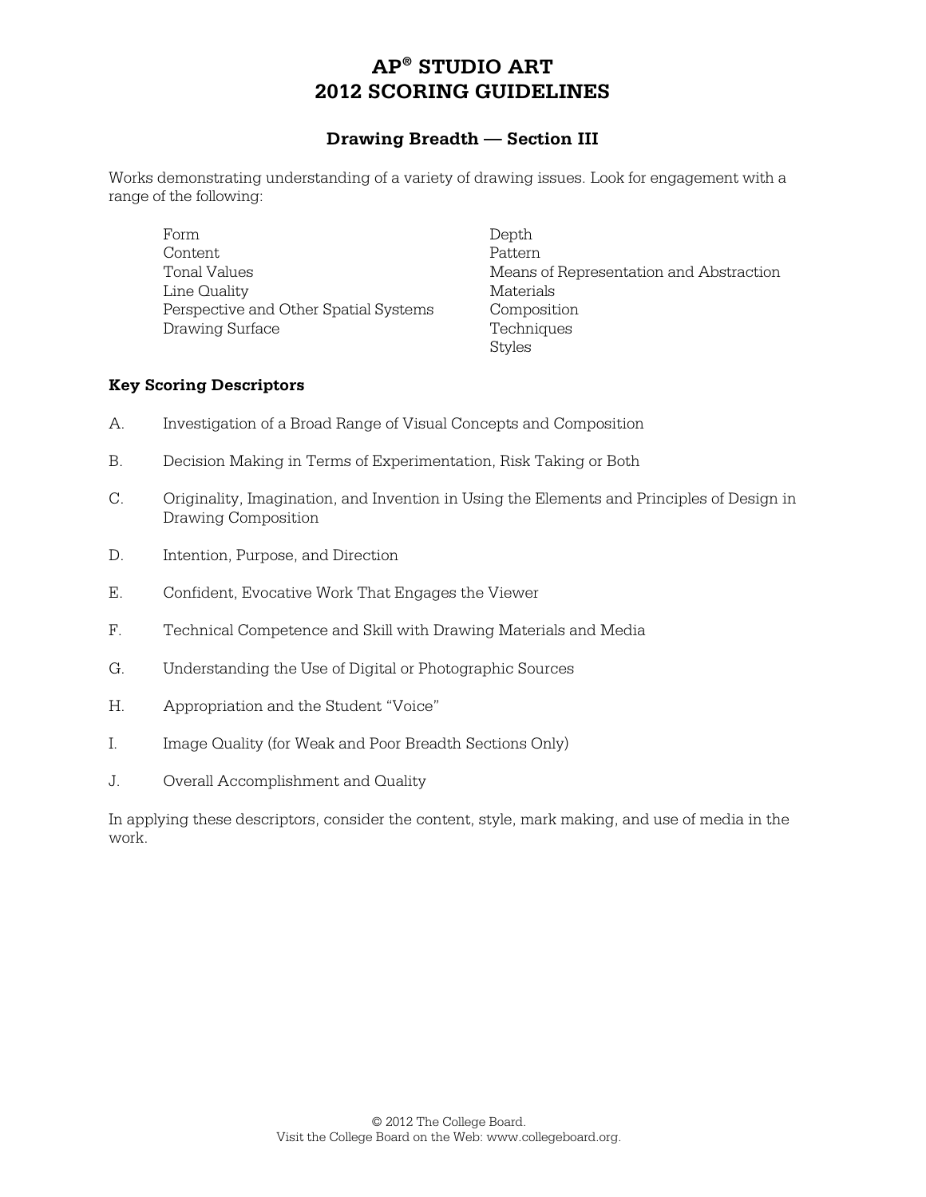# AP® STUDIO ART
# 2012 SCORING GUIDELINES

### Drawing Breadth — Section III

Works demonstrating understanding of a variety of drawing issues. Look for engagement with a range of the following:

- Form
- Content
- Tonal Values
- Line Quality
- Perspective and Other Spatial Systems
- Drawing Surface
- Depth
- Pattern
- Means of Representation and Abstraction
- Materials
- Composition
- Techniques
- Styles

**Key Scoring Descriptors**

A. Investigation of a Broad Range of Visual Concepts and Composition

B. Decision Making in Terms of Experimentation, Risk Taking or Both

C. Originality, Imagination, and Invention in Using the Elements and Principles of Design in Drawing Composition

D. Intention, Purpose, and Direction

E. Confident, Evocative Work That Engages the Viewer

F. Technical Competence and Skill with Drawing Materials and Media

G. Understanding the Use of Digital or Photographic Sources

H. Appropriation and the Student "Voice"

I. Image Quality (for Weak and Poor Breadth Sections Only)

J. Overall Accomplishment and Quality

In applying these descriptors, consider the content, style, mark making, and use of media in the work.

© 2012 The College Board.
Visit the College Board on the Web: www.collegeboard.org.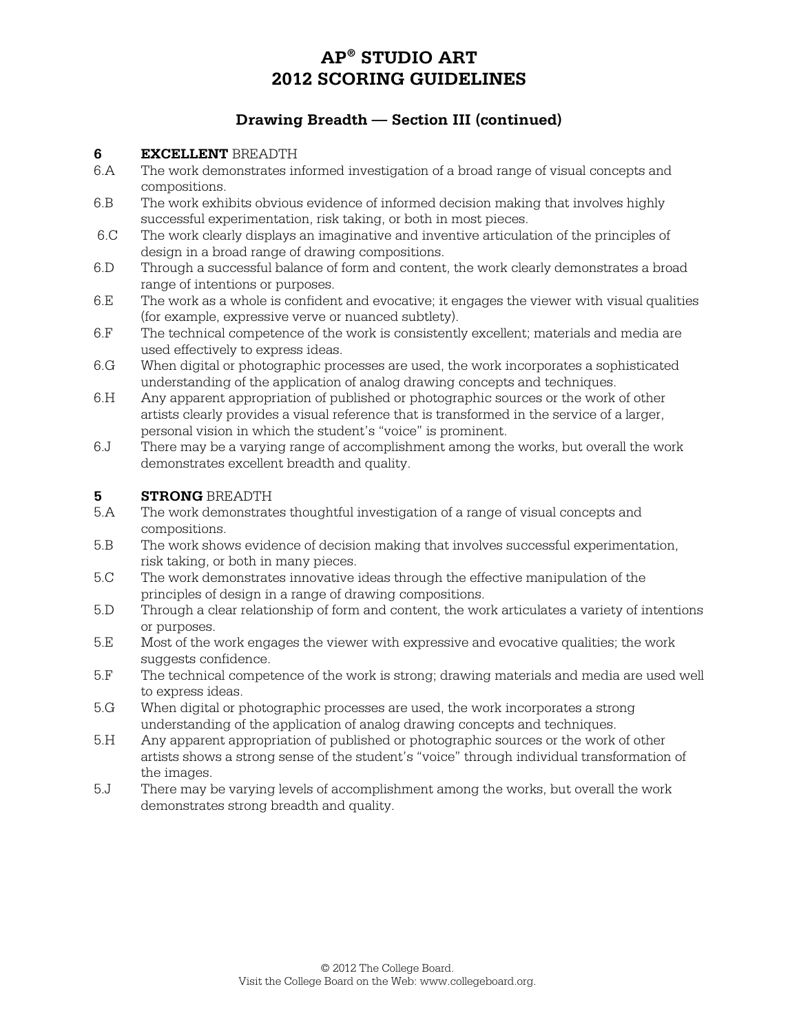# AP® STUDIO ART 2012 SCORING GUIDELINES

## Drawing Breadth — Section III (continued)

### 6 **EXCELLENT** BREADTH

6.A The work demonstrates informed investigation of a broad range of visual concepts and compositions.

6.B The work exhibits obvious evidence of informed decision making that involves highly successful experimentation, risk taking, or both in most pieces.

6.C The work clearly displays an imaginative and inventive articulation of the principles of design in a broad range of drawing compositions.

6.D Through a successful balance of form and content, the work clearly demonstrates a broad range of intentions or purposes.

6.E The work as a whole is confident and evocative; it engages the viewer with visual qualities (for example, expressive verve or nuanced subtlety).

6.F The technical competence of the work is consistently excellent; materials and media are used effectively to express ideas.

6.G When digital or photographic processes are used, the work incorporates a sophisticated understanding of the application of analog drawing concepts and techniques.

6.H Any apparent appropriation of published or photographic sources or the work of other artists clearly provides a visual reference that is transformed in the service of a larger, personal vision in which the student's "voice" is prominent.

6.J There may be a varying range of accomplishment among the works, but overall the work demonstrates excellent breadth and quality.

### 5 **STRONG** BREADTH

5.A The work demonstrates thoughtful investigation of a range of visual concepts and compositions.

5.B The work shows evidence of decision making that involves successful experimentation, risk taking, or both in many pieces.

5.C The work demonstrates innovative ideas through the effective manipulation of the principles of design in a range of drawing compositions.

5.D Through a clear relationship of form and content, the work articulates a variety of intentions or purposes.

5.E Most of the work engages the viewer with expressive and evocative qualities; the work suggests confidence.

5.F The technical competence of the work is strong; drawing materials and media are used well to express ideas.

5.G When digital or photographic processes are used, the work incorporates a strong understanding of the application of analog drawing concepts and techniques.

5.H Any apparent appropriation of published or photographic sources or the work of other artists shows a strong sense of the student's "voice" through individual transformation of the images.

5.J There may be varying levels of accomplishment among the works, but overall the work demonstrates strong breadth and quality.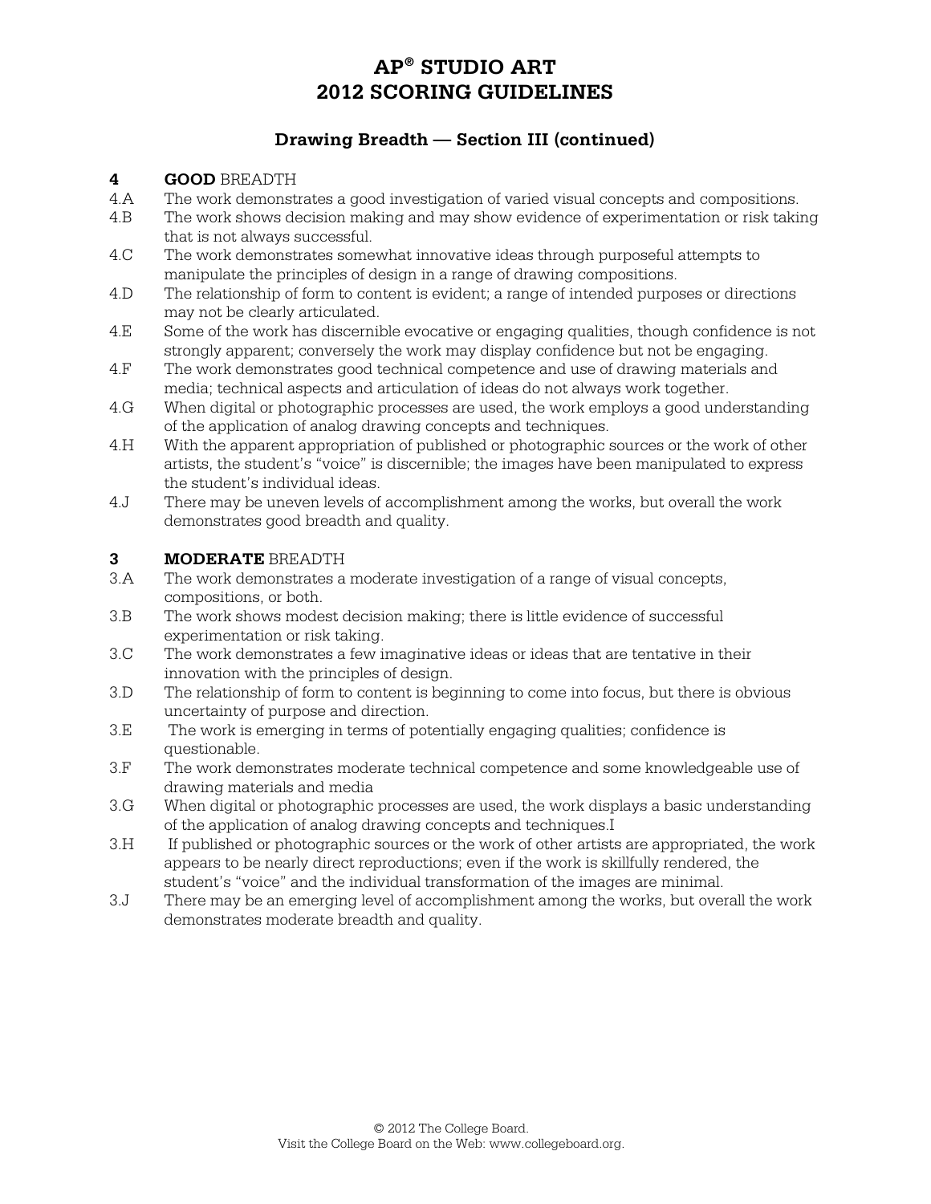# AP® STUDIO ART 2012 SCORING GUIDELINES

## Drawing Breadth — Section III (continued)

### 4 **GOOD** BREADTH

4.A The work demonstrates a good investigation of varied visual concepts and compositions.

4.B The work shows decision making and may show evidence of experimentation or risk taking that is not always successful.

4.C The work demonstrates somewhat innovative ideas through purposeful attempts to manipulate the principles of design in a range of drawing compositions.

4.D The relationship of form to content is evident; a range of intended purposes or directions may not be clearly articulated.

4.E Some of the work has discernible evocative or engaging qualities, though confidence is not strongly apparent; conversely the work may display confidence but not be engaging.

4.F The work demonstrates good technical competence and use of drawing materials and media; technical aspects and articulation of ideas do not always work together.

4.G When digital or photographic processes are used, the work employs a good understanding of the application of analog drawing concepts and techniques.

4.H With the apparent appropriation of published or photographic sources or the work of other artists, the student's "voice" is discernible; the images have been manipulated to express the student's individual ideas.

4.J There may be uneven levels of accomplishment among the works, but overall the work demonstrates good breadth and quality.

### 3 **MODERATE** BREADTH

3.A The work demonstrates a moderate investigation of a range of visual concepts, compositions, or both.

3.B The work shows modest decision making; there is little evidence of successful experimentation or risk taking.

3.C The work demonstrates a few imaginative ideas or ideas that are tentative in their innovation with the principles of design.

3.D The relationship of form to content is beginning to come into focus, but there is obvious uncertainty of purpose and direction.

3.E The work is emerging in terms of potentially engaging qualities; confidence is questionable.

3.F The work demonstrates moderate technical competence and some knowledgeable use of drawing materials and media

3.G When digital or photographic processes are used, the work displays a basic understanding of the application of analog drawing concepts and techniques.I

3.H If published or photographic sources or the work of other artists are appropriated, the work appears to be nearly direct reproductions; even if the work is skillfully rendered, the student's "voice" and the individual transformation of the images are minimal.

3.J There may be an emerging level of accomplishment among the works, but overall the work demonstrates moderate breadth and quality.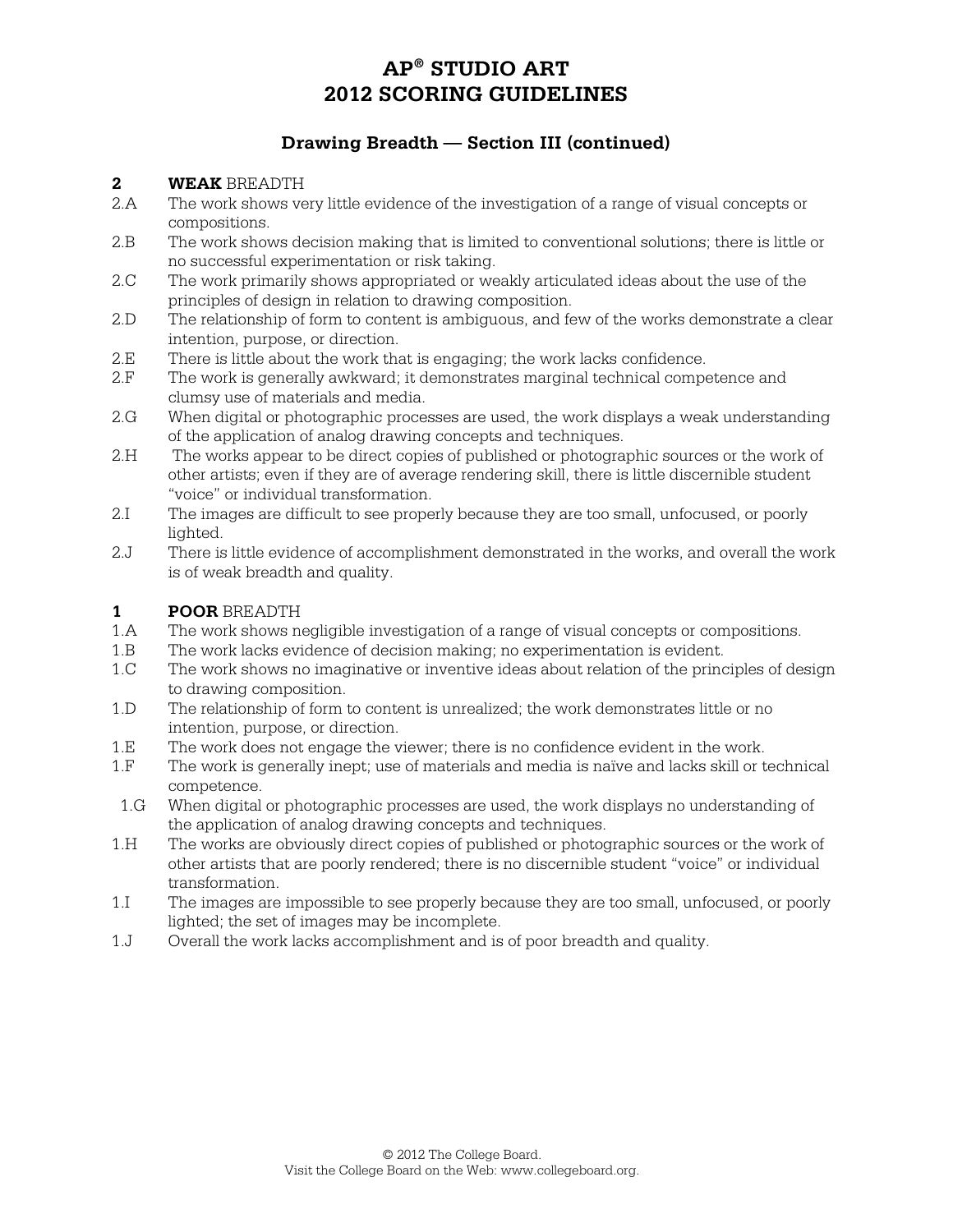# AP® STUDIO ART 2012 SCORING GUIDELINES

## Drawing Breadth — Section III (continued)

### 2 **WEAK** BREADTH

2.A The work shows very little evidence of the investigation of a range of visual concepts or compositions.

2.B The work shows decision making that is limited to conventional solutions; there is little or no successful experimentation or risk taking.

2.C The work primarily shows appropriated or weakly articulated ideas about the use of the principles of design in relation to drawing composition.

2.D The relationship of form to content is ambiguous, and few of the works demonstrate a clear intention, purpose, or direction.

2.E There is little about the work that is engaging; the work lacks confidence.

2.F The work is generally awkward; it demonstrates marginal technical competence and clumsy use of materials and media.

2.G When digital or photographic processes are used, the work displays a weak understanding of the application of analog drawing concepts and techniques.

2.H The works appear to be direct copies of published or photographic sources or the work of other artists; even if they are of average rendering skill, there is little discernible student "voice" or individual transformation.

2.I The images are difficult to see properly because they are too small, unfocused, or poorly lighted.

2.J There is little evidence of accomplishment demonstrated in the works, and overall the work is of weak breadth and quality.

### 1 **POOR** BREADTH

1.A The work shows negligible investigation of a range of visual concepts or compositions.

1.B The work lacks evidence of decision making; no experimentation is evident.

1.C The work shows no imaginative or inventive ideas about relation of the principles of design to drawing composition.

1.D The relationship of form to content is unrealized; the work demonstrates little or no intention, purpose, or direction.

1.E The work does not engage the viewer; there is no confidence evident in the work.

1.F The work is generally inept; use of materials and media is naïve and lacks skill or technical competence.

1.G When digital or photographic processes are used, the work displays no understanding of the application of analog drawing concepts and techniques.

1.H The works are obviously direct copies of published or photographic sources or the work of other artists that are poorly rendered; there is no discernible student "voice" or individual transformation.

1.I The images are impossible to see properly because they are too small, unfocused, or poorly lighted; the set of images may be incomplete.

1.J Overall the work lacks accomplishment and is of poor breadth and quality.

© 2012 The College Board.
Visit the College Board on the Web: www.collegeboard.org.